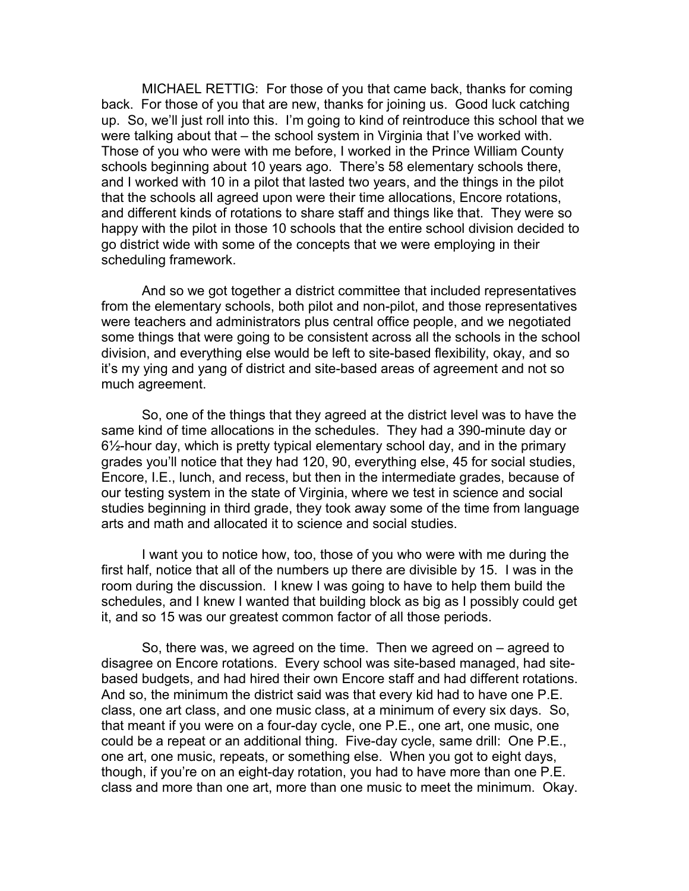MICHAEL RETTIG: For those of you that came back, thanks for coming back. For those of you that are new, thanks for joining us. Good luck catching up. So, we'll just roll into this. I'm going to kind of reintroduce this school that we were talking about that – the school system in Virginia that I've worked with. Those of you who were with me before, I worked in the Prince William County schools beginning about 10 years ago. There's 58 elementary schools there, and I worked with 10 in a pilot that lasted two years, and the things in the pilot that the schools all agreed upon were their time allocations, Encore rotations, and different kinds of rotations to share staff and things like that. They were so happy with the pilot in those 10 schools that the entire school division decided to go district wide with some of the concepts that we were employing in their scheduling framework.

And so we got together a district committee that included representatives from the elementary schools, both pilot and non-pilot, and those representatives were teachers and administrators plus central office people, and we negotiated some things that were going to be consistent across all the schools in the school division, and everything else would be left to site-based flexibility, okay, and so it's my ying and yang of district and site-based areas of agreement and not so much agreement.

So, one of the things that they agreed at the district level was to have the same kind of time allocations in the schedules. They had a 390-minute day or 6½-hour day, which is pretty typical elementary school day, and in the primary grades you'll notice that they had 120, 90, everything else, 45 for social studies, Encore, I.E., lunch, and recess, but then in the intermediate grades, because of our testing system in the state of Virginia, where we test in science and social studies beginning in third grade, they took away some of the time from language arts and math and allocated it to science and social studies.

I want you to notice how, too, those of you who were with me during the first half, notice that all of the numbers up there are divisible by 15. I was in the room during the discussion. I knew I was going to have to help them build the schedules, and I knew I wanted that building block as big as I possibly could get it, and so 15 was our greatest common factor of all those periods.

So, there was, we agreed on the time. Then we agreed on – agreed to disagree on Encore rotations. Every school was site-based managed, had site-based budgets, and had hired their own Encore staff and had different rotations. And so, the minimum the district said was that every kid had to have one P.E. class, one art class, and one music class, at a minimum of every six days. So, that meant if you were on a four-day cycle, one P.E., one art, one music, one could be a repeat or an additional thing. Five-day cycle, same drill: One P.E., one art, one music, repeats, or something else. When you got to eight days, though, if you're on an eight-day rotation, you had to have more than one P.E. class and more than one art, more than one music to meet the minimum. Okay.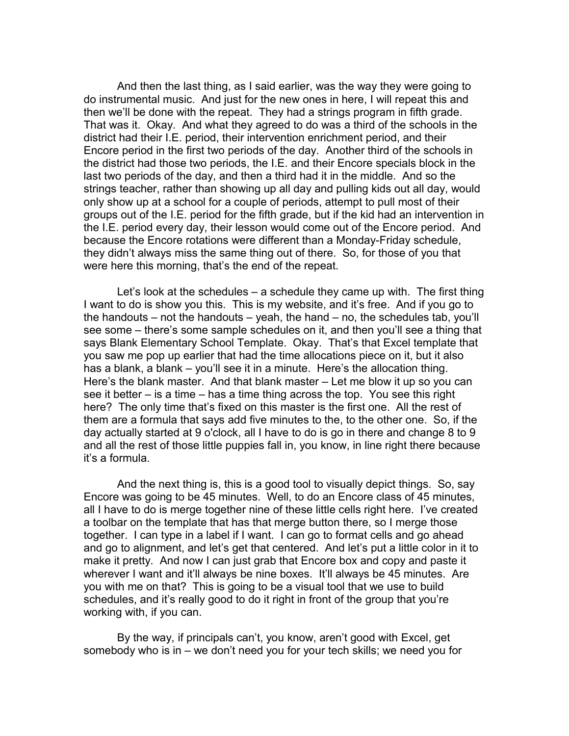And then the last thing, as I said earlier, was the way they were going to do instrumental music. And just for the new ones in here, I will repeat this and then we'll be done with the repeat. They had a strings program in fifth grade. That was it. Okay. And what they agreed to do was a third of the schools in the district had their I.E. period, their intervention enrichment period, and their Encore period in the first two periods of the day. Another third of the schools in the district had those two periods, the I.E. and their Encore specials block in the last two periods of the day, and then a third had it in the middle. And so the strings teacher, rather than showing up all day and pulling kids out all day, would only show up at a school for a couple of periods, attempt to pull most of their groups out of the I.E. period for the fifth grade, but if the kid had an intervention in the I.E. period every day, their lesson would come out of the Encore period. And because the Encore rotations were different than a Monday-Friday schedule, they didn't always miss the same thing out of there. So, for those of you that were here this morning, that's the end of the repeat.

Let's look at the schedules – a schedule they came up with. The first thing I want to do is show you this. This is my website, and it's free. And if you go to the handouts – not the handouts – yeah, the hand – no, the schedules tab, you'll see some – there's some sample schedules on it, and then you'll see a thing that says Blank Elementary School Template. Okay. That's that Excel template that you saw me pop up earlier that had the time allocations piece on it, but it also has a blank, a blank – you'll see it in a minute. Here's the allocation thing. Here's the blank master. And that blank master – Let me blow it up so you can see it better – is a time – has a time thing across the top. You see this right here? The only time that's fixed on this master is the first one. All the rest of them are a formula that says add five minutes to the, to the other one. So, if the day actually started at 9 o'clock, all I have to do is go in there and change 8 to 9 and all the rest of those little puppies fall in, you know, in line right there because it's a formula.

And the next thing is, this is a good tool to visually depict things. So, say Encore was going to be 45 minutes. Well, to do an Encore class of 45 minutes, all I have to do is merge together nine of these little cells right here. I've created a toolbar on the template that has that merge button there, so I merge those together. I can type in a label if I want. I can go to format cells and go ahead and go to alignment, and let's get that centered. And let's put a little color in it to make it pretty. And now I can just grab that Encore box and copy and paste it wherever I want and it'll always be nine boxes. It'll always be 45 minutes. Are you with me on that? This is going to be a visual tool that we use to build schedules, and it's really good to do it right in front of the group that you're working with, if you can.

By the way, if principals can't, you know, aren't good with Excel, get somebody who is in – we don't need you for your tech skills; we need you for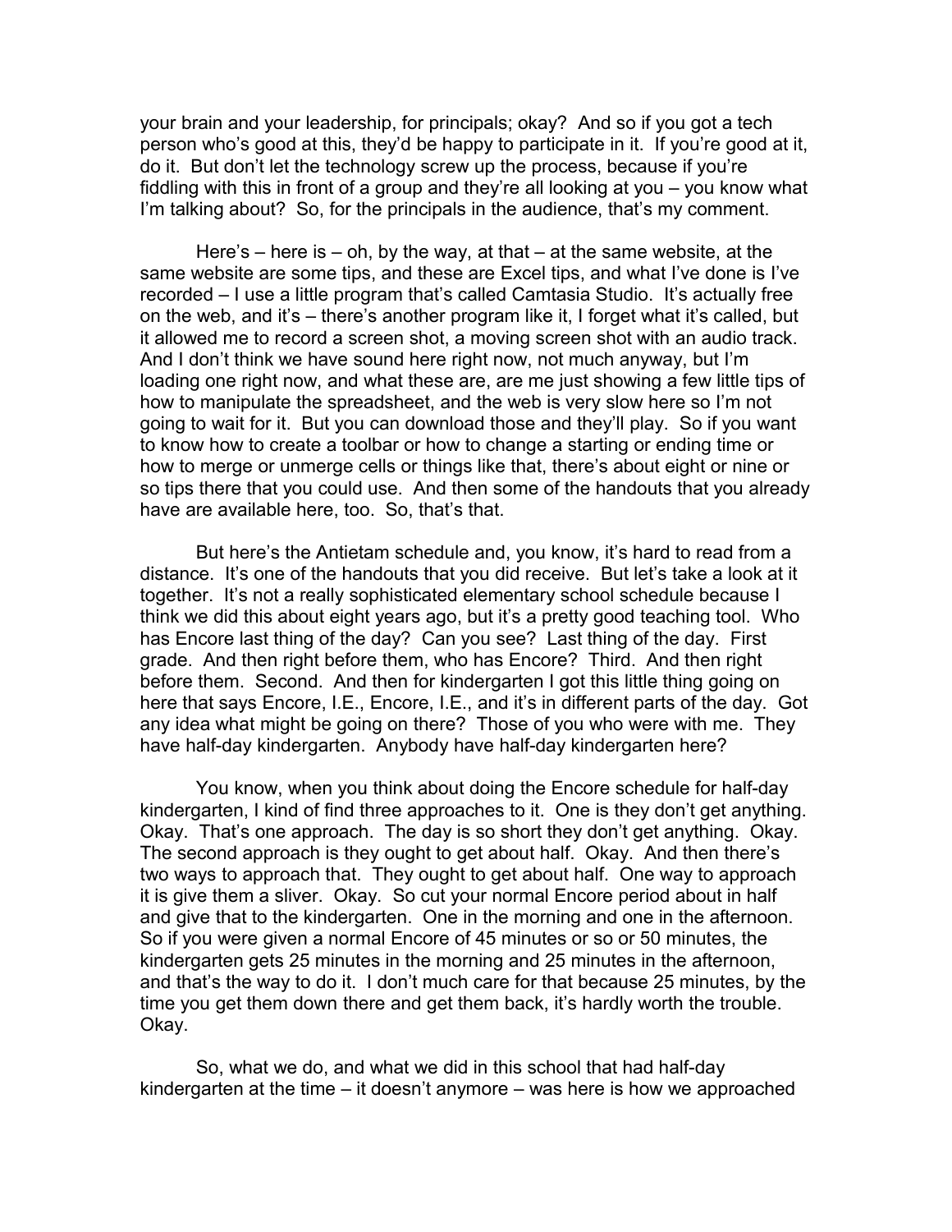your brain and your leadership, for principals; okay? And so if you got a tech person who's good at this, they'd be happy to participate in it. If you're good at it, do it. But don't let the technology screw up the process, because if you're fiddling with this in front of a group and they're all looking at you – you know what I'm talking about? So, for the principals in the audience, that's my comment.

Here's – here is – oh, by the way, at that – at the same website, at the same website are some tips, and these are Excel tips, and what I've done is I've recorded – I use a little program that's called Camtasia Studio. It's actually free on the web, and it's – there's another program like it, I forget what it's called, but it allowed me to record a screen shot, a moving screen shot with an audio track. And I don't think we have sound here right now, not much anyway, but I'm loading one right now, and what these are, are me just showing a few little tips of how to manipulate the spreadsheet, and the web is very slow here so I'm not going to wait for it. But you can download those and they'll play. So if you want to know how to create a toolbar or how to change a starting or ending time or how to merge or unmerge cells or things like that, there's about eight or nine or so tips there that you could use. And then some of the handouts that you already have are available here, too. So, that's that.

But here's the Antietam schedule and, you know, it's hard to read from a distance. It's one of the handouts that you did receive. But let's take a look at it together. It's not a really sophisticated elementary school schedule because I think we did this about eight years ago, but it's a pretty good teaching tool. Who has Encore last thing of the day? Can you see? Last thing of the day. First grade. And then right before them, who has Encore? Third. And then right before them. Second. And then for kindergarten I got this little thing going on here that says Encore, I.E., Encore, I.E., and it's in different parts of the day. Got any idea what might be going on there? Those of you who were with me. They have half-day kindergarten. Anybody have half-day kindergarten here?

You know, when you think about doing the Encore schedule for half-day kindergarten, I kind of find three approaches to it. One is they don't get anything. Okay. That's one approach. The day is so short they don't get anything. Okay. The second approach is they ought to get about half. Okay. And then there's two ways to approach that. They ought to get about half. One way to approach it is give them a sliver. Okay. So cut your normal Encore period about in half and give that to the kindergarten. One in the morning and one in the afternoon. So if you were given a normal Encore of 45 minutes or so or 50 minutes, the kindergarten gets 25 minutes in the morning and 25 minutes in the afternoon, and that's the way to do it. I don't much care for that because 25 minutes, by the time you get them down there and get them back, it's hardly worth the trouble. Okay.

So, what we do, and what we did in this school that had half-day kindergarten at the time – it doesn't anymore – was here is how we approached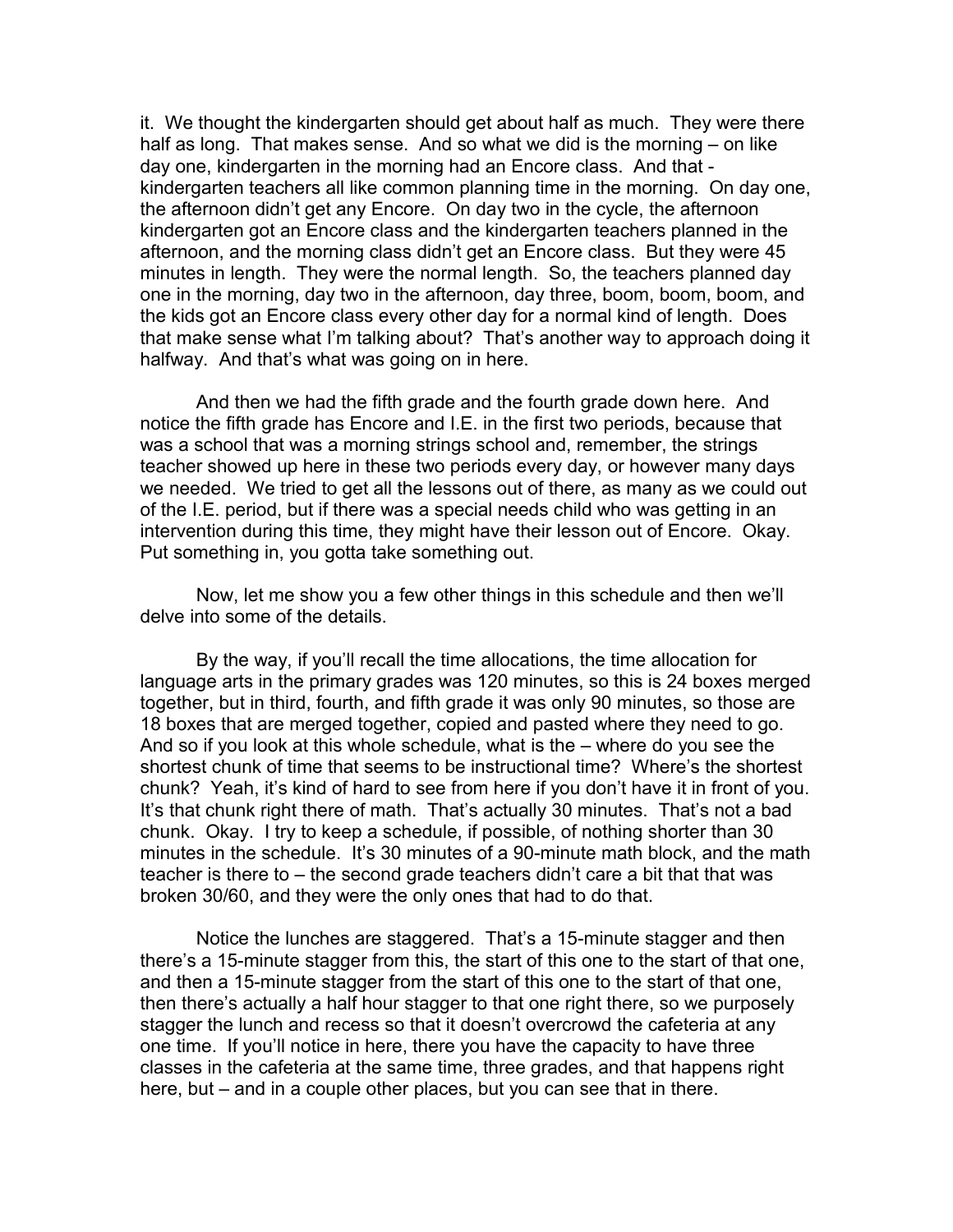it. We thought the kindergarten should get about half as much. They were there half as long. That makes sense. And so what we did is the morning – on like day one, kindergarten in the morning had an Encore class. And that - kindergarten teachers all like common planning time in the morning. On day one, the afternoon didn't get any Encore. On day two in the cycle, the afternoon kindergarten got an Encore class and the kindergarten teachers planned in the afternoon, and the morning class didn't get an Encore class. But they were 45 minutes in length. They were the normal length. So, the teachers planned day one in the morning, day two in the afternoon, day three, boom, boom, boom, and the kids got an Encore class every other day for a normal kind of length. Does that make sense what I'm talking about? That's another way to approach doing it halfway. And that's what was going on in here.

And then we had the fifth grade and the fourth grade down here. And notice the fifth grade has Encore and I.E. in the first two periods, because that was a school that was a morning strings school and, remember, the strings teacher showed up here in these two periods every day, or however many days we needed. We tried to get all the lessons out of there, as many as we could out of the I.E. period, but if there was a special needs child who was getting in an intervention during this time, they might have their lesson out of Encore. Okay. Put something in, you gotta take something out.

Now, let me show you a few other things in this schedule and then we'll delve into some of the details.

By the way, if you'll recall the time allocations, the time allocation for language arts in the primary grades was 120 minutes, so this is 24 boxes merged together, but in third, fourth, and fifth grade it was only 90 minutes, so those are 18 boxes that are merged together, copied and pasted where they need to go. And so if you look at this whole schedule, what is the – where do you see the shortest chunk of time that seems to be instructional time? Where's the shortest chunk? Yeah, it's kind of hard to see from here if you don't have it in front of you. It's that chunk right there of math. That's actually 30 minutes. That's not a bad chunk. Okay. I try to keep a schedule, if possible, of nothing shorter than 30 minutes in the schedule. It's 30 minutes of a 90-minute math block, and the math teacher is there to – the second grade teachers didn't care a bit that that was broken 30/60, and they were the only ones that had to do that.

Notice the lunches are staggered. That's a 15-minute stagger and then there's a 15-minute stagger from this, the start of this one to the start of that one, and then a 15-minute stagger from the start of this one to the start of that one, then there's actually a half hour stagger to that one right there, so we purposely stagger the lunch and recess so that it doesn't overcrowd the cafeteria at any one time. If you'll notice in here, there you have the capacity to have three classes in the cafeteria at the same time, three grades, and that happens right here, but – and in a couple other places, but you can see that in there.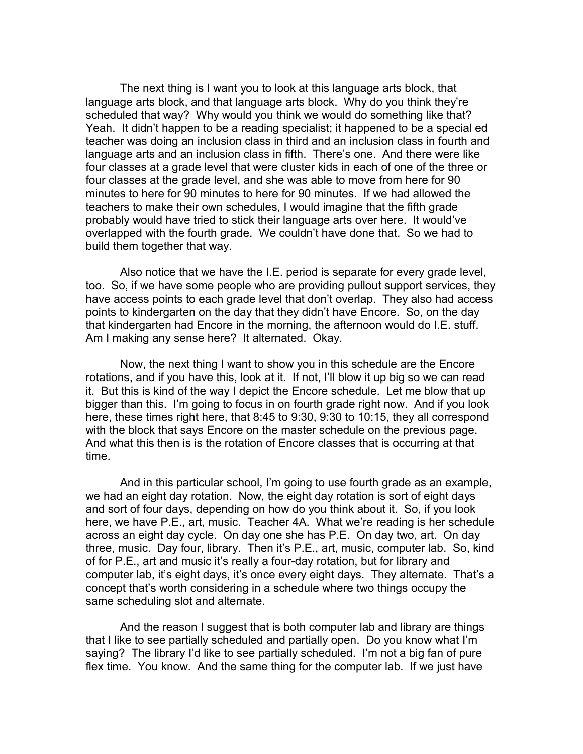The next thing is I want you to look at this language arts block, that language arts block, and that language arts block. Why do you think they're scheduled that way? Why would you think we would do something like that? Yeah. It didn't happen to be a reading specialist; it happened to be a special ed teacher was doing an inclusion class in third and an inclusion class in fourth and language arts and an inclusion class in fifth. There's one. And there were like four classes at a grade level that were cluster kids in each of one of the three or four classes at the grade level, and she was able to move from here for 90 minutes to here for 90 minutes to here for 90 minutes. If we had allowed the teachers to make their own schedules, I would imagine that the fifth grade probably would have tried to stick their language arts over here. It would've overlapped with the fourth grade. We couldn't have done that. So we had to build them together that way.

Also notice that we have the I.E. period is separate for every grade level, too. So, if we have some people who are providing pullout support services, they have access points to each grade level that don't overlap. They also had access points to kindergarten on the day that they didn't have Encore. So, on the day that kindergarten had Encore in the morning, the afternoon would do I.E. stuff. Am I making any sense here? It alternated. Okay.

Now, the next thing I want to show you in this schedule are the Encore rotations, and if you have this, look at it. If not, I'll blow it up big so we can read it. But this is kind of the way I depict the Encore schedule. Let me blow that up bigger than this. I'm going to focus in on fourth grade right now. And if you look here, these times right here, that 8:45 to 9:30, 9:30 to 10:15, they all correspond with the block that says Encore on the master schedule on the previous page. And what this then is is the rotation of Encore classes that is occurring at that time.

And in this particular school, I'm going to use fourth grade as an example, we had an eight day rotation. Now, the eight day rotation is sort of eight days and sort of four days, depending on how do you think about it. So, if you look here, we have P.E., art, music. Teacher 4A. What we're reading is her schedule across an eight day cycle. On day one she has P.E. On day two, art. On day three, music. Day four, library. Then it's P.E., art, music, computer lab. So, kind of for P.E., art and music it's really a four-day rotation, but for library and computer lab, it's eight days, it's once every eight days. They alternate. That's a concept that's worth considering in a schedule where two things occupy the same scheduling slot and alternate.

And the reason I suggest that is both computer lab and library are things that I like to see partially scheduled and partially open. Do you know what I'm saying? The library I'd like to see partially scheduled. I'm not a big fan of pure flex time. You know. And the same thing for the computer lab. If we just have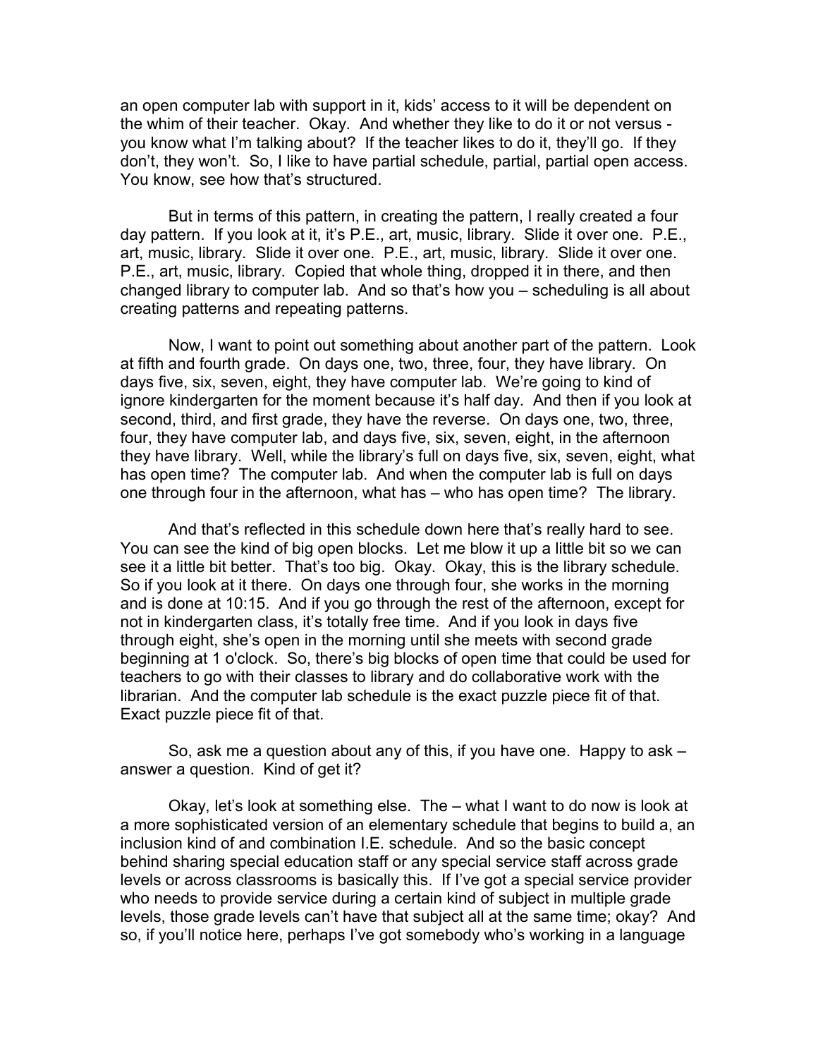an open computer lab with support in it, kids' access to it will be dependent on the whim of their teacher. Okay. And whether they like to do it or not versus - you know what I'm talking about? If the teacher likes to do it, they'll go. If they don't, they won't. So, I like to have partial schedule, partial, partial open access. You know, see how that's structured.

But in terms of this pattern, in creating the pattern, I really created a four day pattern. If you look at it, it's P.E., art, music, library. Slide it over one. P.E., art, music, library. Slide it over one. P.E., art, music, library. Slide it over one. P.E., art, music, library. Copied that whole thing, dropped it in there, and then changed library to computer lab. And so that's how you – scheduling is all about creating patterns and repeating patterns.

Now, I want to point out something about another part of the pattern. Look at fifth and fourth grade. On days one, two, three, four, they have library. On days five, six, seven, eight, they have computer lab. We're going to kind of ignore kindergarten for the moment because it's half day. And then if you look at second, third, and first grade, they have the reverse. On days one, two, three, four, they have computer lab, and days five, six, seven, eight, in the afternoon they have library. Well, while the library's full on days five, six, seven, eight, what has open time? The computer lab. And when the computer lab is full on days one through four in the afternoon, what has – who has open time? The library.

And that's reflected in this schedule down here that's really hard to see. You can see the kind of big open blocks. Let me blow it up a little bit so we can see it a little bit better. That's too big. Okay. Okay, this is the library schedule. So if you look at it there. On days one through four, she works in the morning and is done at 10:15. And if you go through the rest of the afternoon, except for not in kindergarten class, it's totally free time. And if you look in days five through eight, she's open in the morning until she meets with second grade beginning at 1 o'clock. So, there's big blocks of open time that could be used for teachers to go with their classes to library and do collaborative work with the librarian. And the computer lab schedule is the exact puzzle piece fit of that. Exact puzzle piece fit of that.

So, ask me a question about any of this, if you have one. Happy to ask – answer a question. Kind of get it?

Okay, let's look at something else. The – what I want to do now is look at a more sophisticated version of an elementary schedule that begins to build a, an inclusion kind of and combination I.E. schedule. And so the basic concept behind sharing special education staff or any special service staff across grade levels or across classrooms is basically this. If I've got a special service provider who needs to provide service during a certain kind of subject in multiple grade levels, those grade levels can't have that subject all at the same time; okay? And so, if you'll notice here, perhaps I've got somebody who's working in a language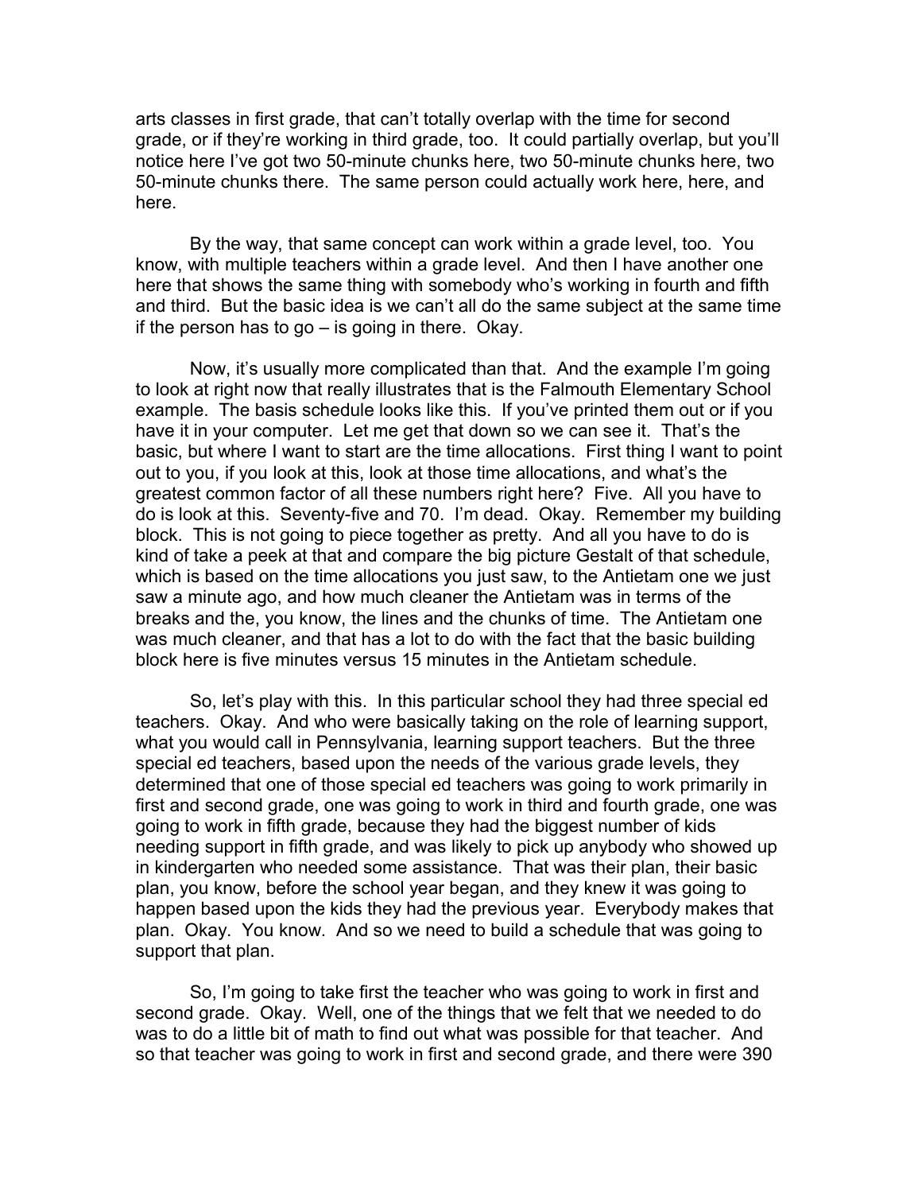arts classes in first grade, that can't totally overlap with the time for second grade, or if they're working in third grade, too. It could partially overlap, but you'll notice here I've got two 50-minute chunks here, two 50-minute chunks here, two 50-minute chunks there. The same person could actually work here, here, and here.

By the way, that same concept can work within a grade level, too. You know, with multiple teachers within a grade level. And then I have another one here that shows the same thing with somebody who's working in fourth and fifth and third. But the basic idea is we can't all do the same subject at the same time if the person has to go – is going in there. Okay.

Now, it's usually more complicated than that. And the example I'm going to look at right now that really illustrates that is the Falmouth Elementary School example. The basis schedule looks like this. If you've printed them out or if you have it in your computer. Let me get that down so we can see it. That's the basic, but where I want to start are the time allocations. First thing I want to point out to you, if you look at this, look at those time allocations, and what's the greatest common factor of all these numbers right here? Five. All you have to do is look at this. Seventy-five and 70. I'm dead. Okay. Remember my building block. This is not going to piece together as pretty. And all you have to do is kind of take a peek at that and compare the big picture Gestalt of that schedule, which is based on the time allocations you just saw, to the Antietam one we just saw a minute ago, and how much cleaner the Antietam was in terms of the breaks and the, you know, the lines and the chunks of time. The Antietam one was much cleaner, and that has a lot to do with the fact that the basic building block here is five minutes versus 15 minutes in the Antietam schedule.

So, let's play with this. In this particular school they had three special ed teachers. Okay. And who were basically taking on the role of learning support, what you would call in Pennsylvania, learning support teachers. But the three special ed teachers, based upon the needs of the various grade levels, they determined that one of those special ed teachers was going to work primarily in first and second grade, one was going to work in third and fourth grade, one was going to work in fifth grade, because they had the biggest number of kids needing support in fifth grade, and was likely to pick up anybody who showed up in kindergarten who needed some assistance. That was their plan, their basic plan, you know, before the school year began, and they knew it was going to happen based upon the kids they had the previous year. Everybody makes that plan. Okay. You know. And so we need to build a schedule that was going to support that plan.

So, I'm going to take first the teacher who was going to work in first and second grade. Okay. Well, one of the things that we felt that we needed to do was to do a little bit of math to find out what was possible for that teacher. And so that teacher was going to work in first and second grade, and there were 390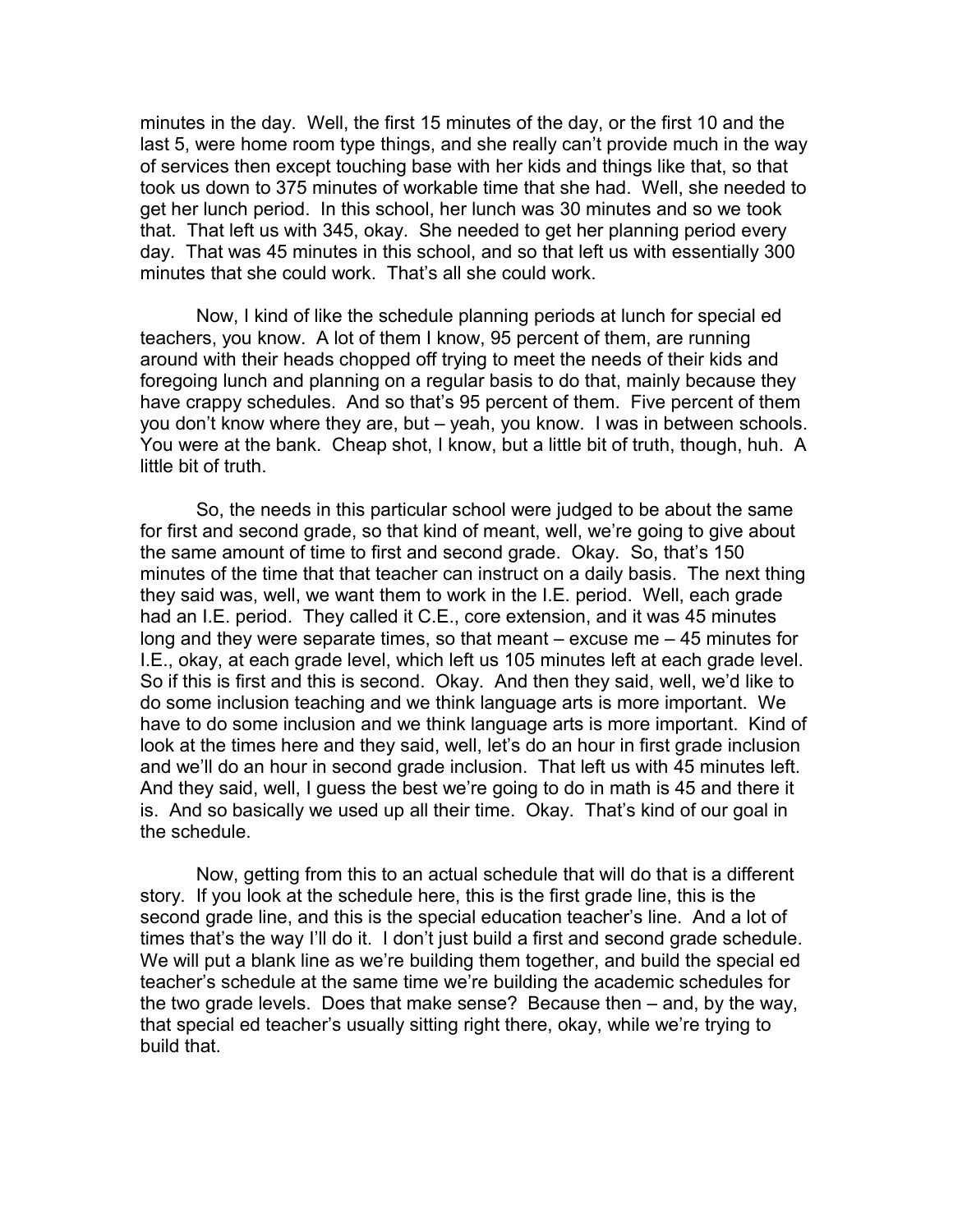minutes in the day. Well, the first 15 minutes of the day, or the first 10 and the last 5, were home room type things, and she really can't provide much in the way of services then except touching base with her kids and things like that, so that took us down to 375 minutes of workable time that she had. Well, she needed to get her lunch period. In this school, her lunch was 30 minutes and so we took that. That left us with 345, okay. She needed to get her planning period every day. That was 45 minutes in this school, and so that left us with essentially 300 minutes that she could work. That's all she could work.

Now, I kind of like the schedule planning periods at lunch for special ed teachers, you know. A lot of them I know, 95 percent of them, are running around with their heads chopped off trying to meet the needs of their kids and foregoing lunch and planning on a regular basis to do that, mainly because they have crappy schedules. And so that's 95 percent of them. Five percent of them you don't know where they are, but – yeah, you know. I was in between schools. You were at the bank. Cheap shot, I know, but a little bit of truth, though, huh. A little bit of truth.

So, the needs in this particular school were judged to be about the same for first and second grade, so that kind of meant, well, we're going to give about the same amount of time to first and second grade. Okay. So, that's 150 minutes of the time that that teacher can instruct on a daily basis. The next thing they said was, well, we want them to work in the I.E. period. Well, each grade had an I.E. period. They called it C.E., core extension, and it was 45 minutes long and they were separate times, so that meant – excuse me – 45 minutes for I.E., okay, at each grade level, which left us 105 minutes left at each grade level. So if this is first and this is second. Okay. And then they said, well, we'd like to do some inclusion teaching and we think language arts is more important. We have to do some inclusion and we think language arts is more important. Kind of look at the times here and they said, well, let's do an hour in first grade inclusion and we'll do an hour in second grade inclusion. That left us with 45 minutes left. And they said, well, I guess the best we're going to do in math is 45 and there it is. And so basically we used up all their time. Okay. That's kind of our goal in the schedule.

Now, getting from this to an actual schedule that will do that is a different story. If you look at the schedule here, this is the first grade line, this is the second grade line, and this is the special education teacher's line. And a lot of times that's the way I'll do it. I don't just build a first and second grade schedule. We will put a blank line as we're building them together, and build the special ed teacher's schedule at the same time we're building the academic schedules for the two grade levels. Does that make sense? Because then – and, by the way, that special ed teacher's usually sitting right there, okay, while we're trying to build that.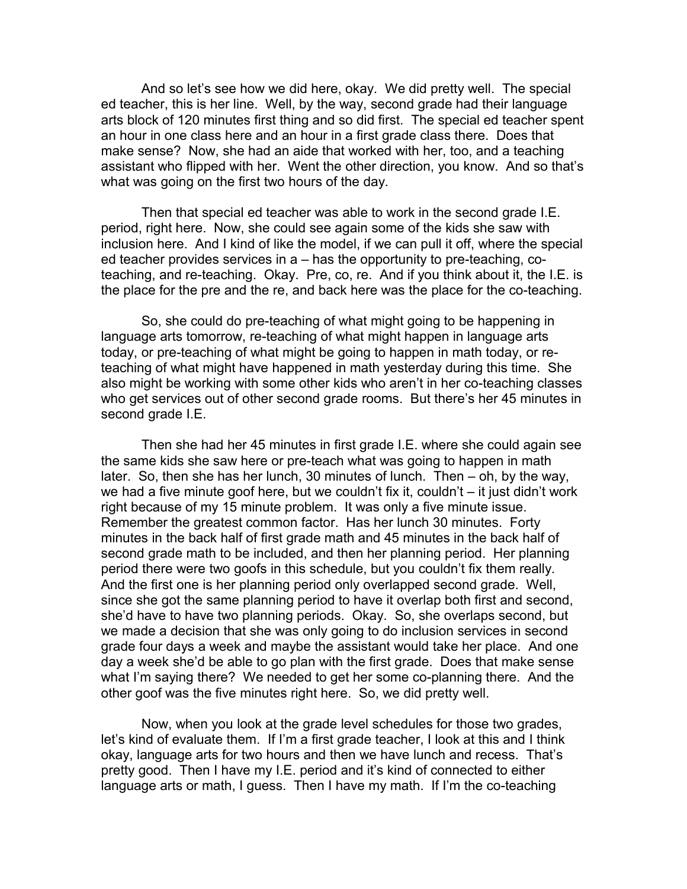And so let's see how we did here, okay. We did pretty well. The special ed teacher, this is her line. Well, by the way, second grade had their language arts block of 120 minutes first thing and so did first. The special ed teacher spent an hour in one class here and an hour in a first grade class there. Does that make sense? Now, she had an aide that worked with her, too, and a teaching assistant who flipped with her. Went the other direction, you know. And so that's what was going on the first two hours of the day.

Then that special ed teacher was able to work in the second grade I.E. period, right here. Now, she could see again some of the kids she saw with inclusion here. And I kind of like the model, if we can pull it off, where the special ed teacher provides services in a – has the opportunity to pre-teaching, co-teaching, and re-teaching. Okay. Pre, co, re. And if you think about it, the I.E. is the place for the pre and the re, and back here was the place for the co-teaching.

So, she could do pre-teaching of what might going to be happening in language arts tomorrow, re-teaching of what might happen in language arts today, or pre-teaching of what might be going to happen in math today, or re-teaching of what might have happened in math yesterday during this time. She also might be working with some other kids who aren't in her co-teaching classes who get services out of other second grade rooms. But there's her 45 minutes in second grade I.E.

Then she had her 45 minutes in first grade I.E. where she could again see the same kids she saw here or pre-teach what was going to happen in math later. So, then she has her lunch, 30 minutes of lunch. Then – oh, by the way, we had a five minute goof here, but we couldn't fix it, couldn't – it just didn't work right because of my 15 minute problem. It was only a five minute issue. Remember the greatest common factor. Has her lunch 30 minutes. Forty minutes in the back half of first grade math and 45 minutes in the back half of second grade math to be included, and then her planning period. Her planning period there were two goofs in this schedule, but you couldn't fix them really. And the first one is her planning period only overlapped second grade. Well, since she got the same planning period to have it overlap both first and second, she'd have to have two planning periods. Okay. So, she overlaps second, but we made a decision that she was only going to do inclusion services in second grade four days a week and maybe the assistant would take her place. And one day a week she'd be able to go plan with the first grade. Does that make sense what I'm saying there? We needed to get her some co-planning there. And the other goof was the five minutes right here. So, we did pretty well.

Now, when you look at the grade level schedules for those two grades, let's kind of evaluate them. If I'm a first grade teacher, I look at this and I think okay, language arts for two hours and then we have lunch and recess. That's pretty good. Then I have my I.E. period and it's kind of connected to either language arts or math, I guess. Then I have my math. If I'm the co-teaching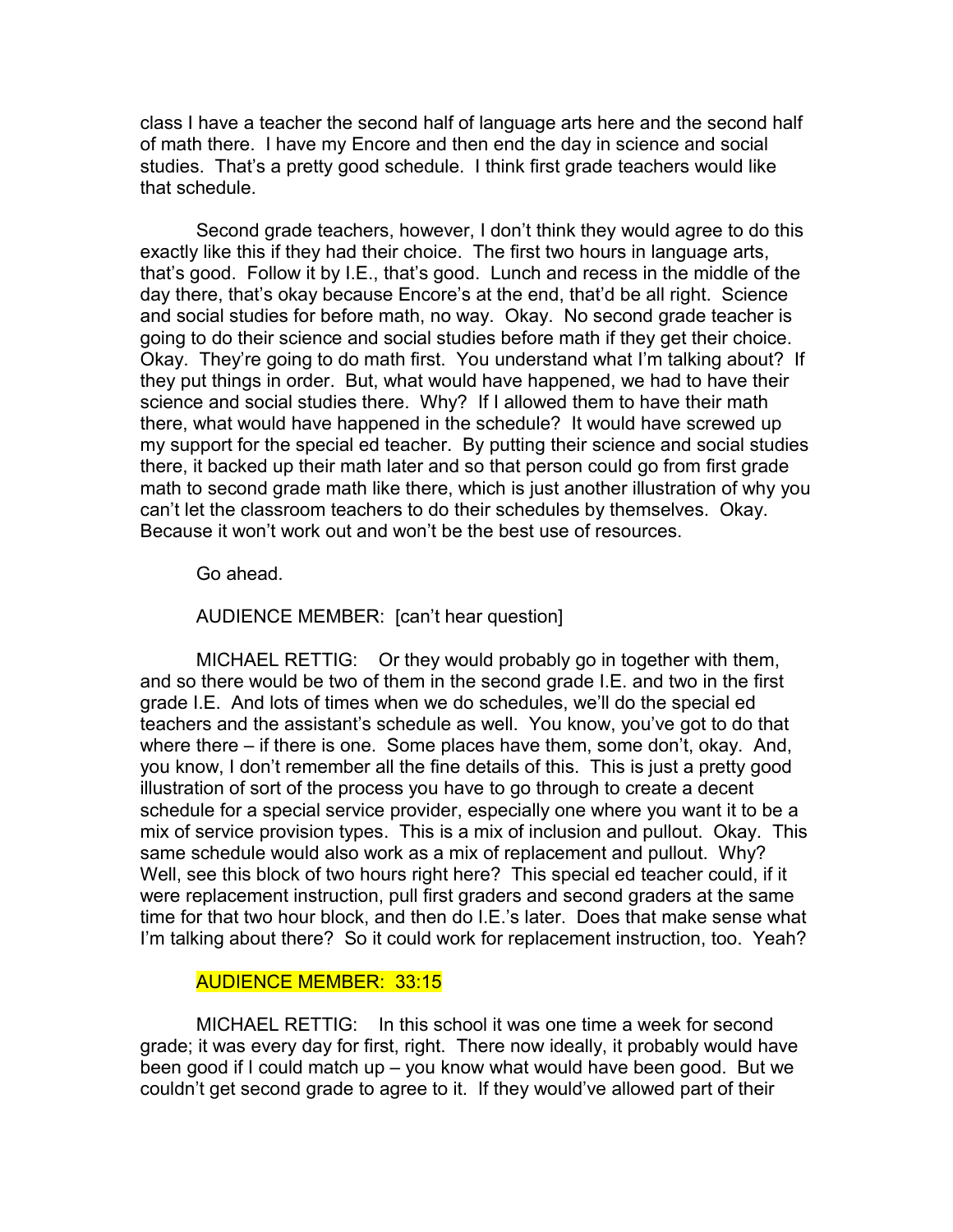class I have a teacher the second half of language arts here and the second half of math there. I have my Encore and then end the day in science and social studies. That's a pretty good schedule. I think first grade teachers would like that schedule.

Second grade teachers, however, I don't think they would agree to do this exactly like this if they had their choice. The first two hours in language arts, that's good. Follow it by I.E., that's good. Lunch and recess in the middle of the day there, that's okay because Encore's at the end, that'd be all right. Science and social studies for before math, no way. Okay. No second grade teacher is going to do their science and social studies before math if they get their choice. Okay. They're going to do math first. You understand what I'm talking about? If they put things in order. But, what would have happened, we had to have their science and social studies there. Why? If I allowed them to have their math there, what would have happened in the schedule? It would have screwed up my support for the special ed teacher. By putting their science and social studies there, it backed up their math later and so that person could go from first grade math to second grade math like there, which is just another illustration of why you can't let the classroom teachers to do their schedules by themselves. Okay. Because it won't work out and won't be the best use of resources.

Go ahead.

AUDIENCE MEMBER: [can't hear question]

MICHAEL RETTIG: Or they would probably go in together with them, and so there would be two of them in the second grade I.E. and two in the first grade I.E. And lots of times when we do schedules, we'll do the special ed teachers and the assistant's schedule as well. You know, you've got to do that where there – if there is one. Some places have them, some don't, okay. And, you know, I don't remember all the fine details of this. This is just a pretty good illustration of sort of the process you have to go through to create a decent schedule for a special service provider, especially one where you want it to be a mix of service provision types. This is a mix of inclusion and pullout. Okay. This same schedule would also work as a mix of replacement and pullout. Why? Well, see this block of two hours right here? This special ed teacher could, if it were replacement instruction, pull first graders and second graders at the same time for that two hour block, and then do I.E.'s later. Does that make sense what I'm talking about there? So it could work for replacement instruction, too. Yeah?

AUDIENCE MEMBER: 33:15

MICHAEL RETTIG: In this school it was one time a week for second grade; it was every day for first, right. There now ideally, it probably would have been good if I could match up – you know what would have been good. But we couldn't get second grade to agree to it. If they would've allowed part of their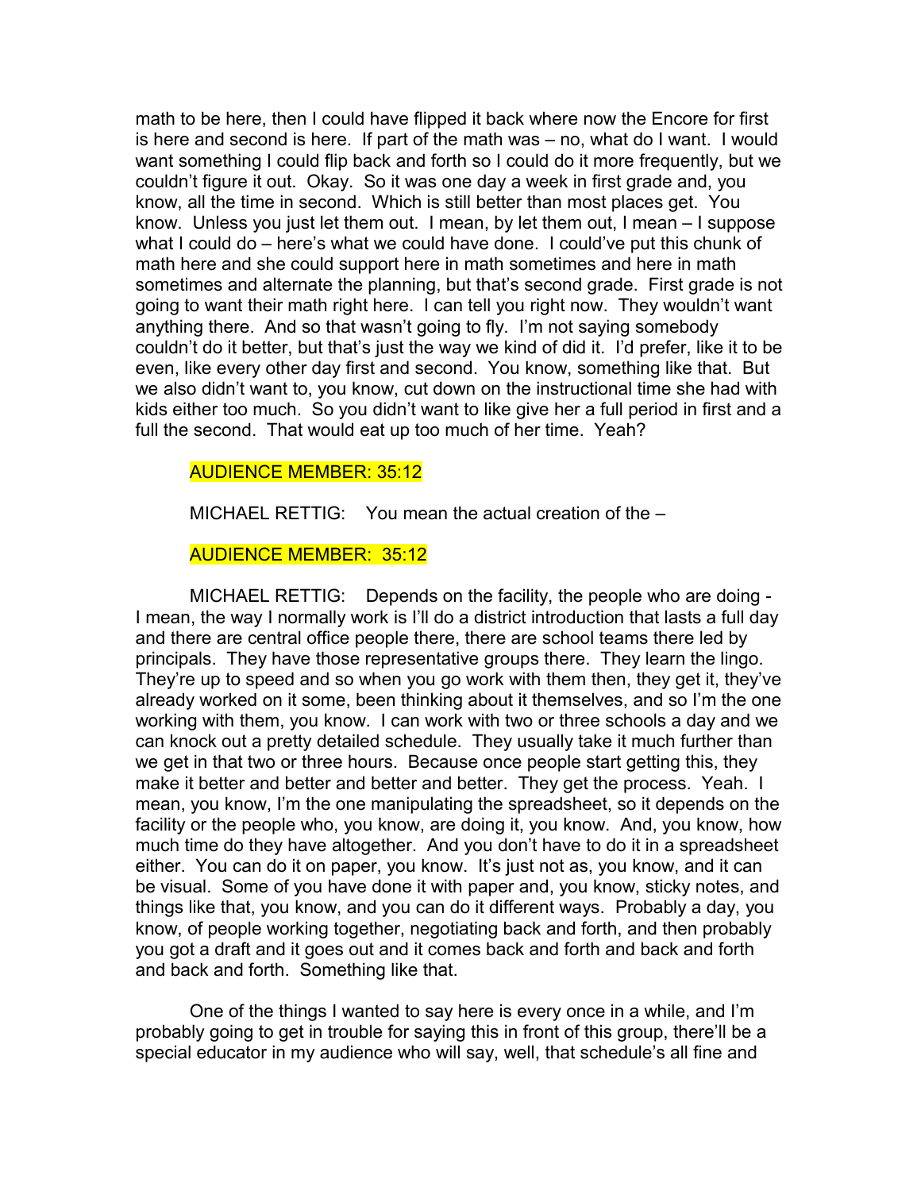math to be here, then I could have flipped it back where now the Encore for first is here and second is here. If part of the math was – no, what do I want. I would want something I could flip back and forth so I could do it more frequently, but we couldn't figure it out. Okay. So it was one day a week in first grade and, you know, all the time in second. Which is still better than most places get. You know. Unless you just let them out. I mean, by let them out, I mean – I suppose what I could do – here's what we could have done. I could've put this chunk of math here and she could support here in math sometimes and here in math sometimes and alternate the planning, but that's second grade. First grade is not going to want their math right here. I can tell you right now. They wouldn't want anything there. And so that wasn't going to fly. I'm not saying somebody couldn't do it better, but that's just the way we kind of did it. I'd prefer, like it to be even, like every other day first and second. You know, something like that. But we also didn't want to, you know, cut down on the instructional time she had with kids either too much. So you didn't want to like give her a full period in first and a full the second. That would eat up too much of her time. Yeah?

AUDIENCE MEMBER: 35:12

MICHAEL RETTIG: You mean the actual creation of the –

AUDIENCE MEMBER: 35:12

MICHAEL RETTIG: Depends on the facility, the people who are doing - I mean, the way I normally work is I'll do a district introduction that lasts a full day and there are central office people there, there are school teams there led by principals. They have those representative groups there. They learn the lingo. They're up to speed and so when you go work with them then, they get it, they've already worked on it some, been thinking about it themselves, and so I'm the one working with them, you know. I can work with two or three schools a day and we can knock out a pretty detailed schedule. They usually take it much further than we get in that two or three hours. Because once people start getting this, they make it better and better and better. They get the process. Yeah. I mean, you know, I'm the one manipulating the spreadsheet, so it depends on the facility or the people who, you know, are doing it, you know. And, you know, how much time do they have altogether. And you don't have to do it in a spreadsheet either. You can do it on paper, you know. It's just not as, you know, and it can be visual. Some of you have done it with paper and, you know, sticky notes, and things like that, you know, and you can do it different ways. Probably a day, you know, of people working together, negotiating back and forth, and then probably you got a draft and it goes out and it comes back and forth and back and forth and back and forth. Something like that.

One of the things I wanted to say here is every once in a while, and I'm probably going to get in trouble for saying this in front of this group, there'll be a special educator in my audience who will say, well, that schedule's all fine and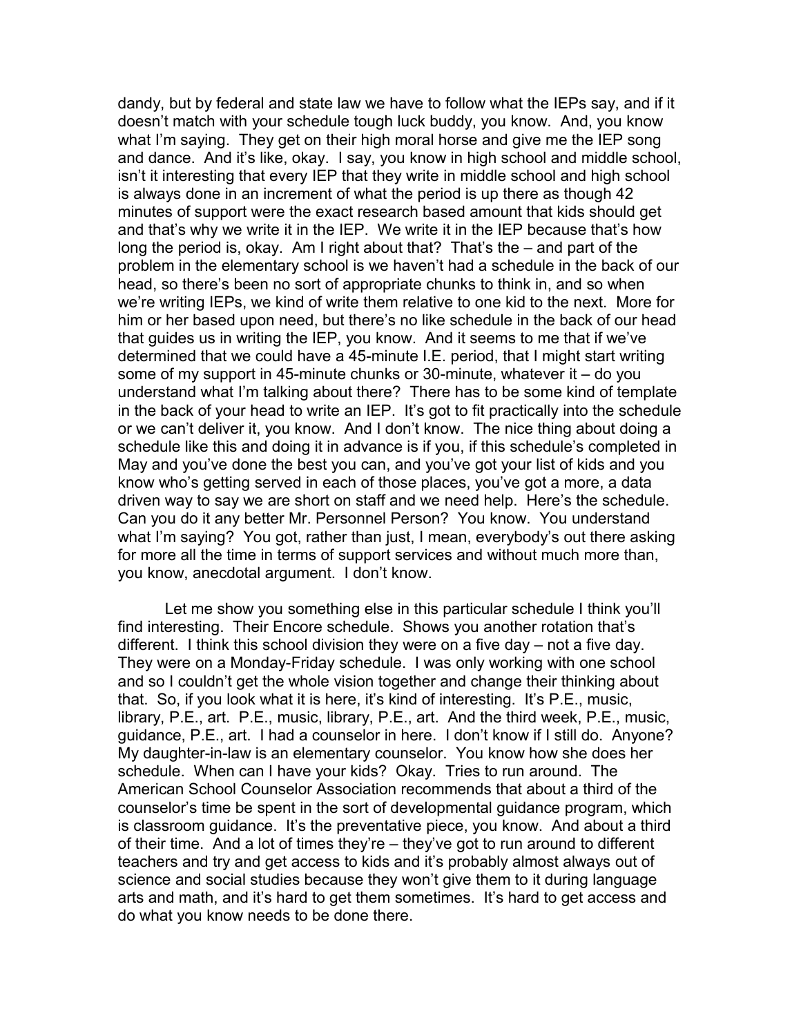dandy, but by federal and state law we have to follow what the IEPs say, and if it doesn't match with your schedule tough luck buddy, you know. And, you know what I'm saying. They get on their high moral horse and give me the IEP song and dance. And it's like, okay. I say, you know in high school and middle school, isn't it interesting that every IEP that they write in middle school and high school is always done in an increment of what the period is up there as though 42 minutes of support were the exact research based amount that kids should get and that's why we write it in the IEP. We write it in the IEP because that's how long the period is, okay. Am I right about that? That's the – and part of the problem in the elementary school is we haven't had a schedule in the back of our head, so there's been no sort of appropriate chunks to think in, and so when we're writing IEPs, we kind of write them relative to one kid to the next. More for him or her based upon need, but there's no like schedule in the back of our head that guides us in writing the IEP, you know. And it seems to me that if we've determined that we could have a 45-minute I.E. period, that I might start writing some of my support in 45-minute chunks or 30-minute, whatever it – do you understand what I'm talking about there? There has to be some kind of template in the back of your head to write an IEP. It's got to fit practically into the schedule or we can't deliver it, you know. And I don't know. The nice thing about doing a schedule like this and doing it in advance is if you, if this schedule's completed in May and you've done the best you can, and you've got your list of kids and you know who's getting served in each of those places, you've got a more, a data driven way to say we are short on staff and we need help. Here's the schedule. Can you do it any better Mr. Personnel Person? You know. You understand what I'm saying? You got, rather than just, I mean, everybody's out there asking for more all the time in terms of support services and without much more than, you know, anecdotal argument. I don't know.

Let me show you something else in this particular schedule I think you'll find interesting. Their Encore schedule. Shows you another rotation that's different. I think this school division they were on a five day – not a five day. They were on a Monday-Friday schedule. I was only working with one school and so I couldn't get the whole vision together and change their thinking about that. So, if you look what it is here, it's kind of interesting. It's P.E., music, library, P.E., art. P.E., music, library, P.E., art. And the third week, P.E., music, guidance, P.E., art. I had a counselor in here. I don't know if I still do. Anyone? My daughter-in-law is an elementary counselor. You know how she does her schedule. When can I have your kids? Okay. Tries to run around. The American School Counselor Association recommends that about a third of the counselor's time be spent in the sort of developmental guidance program, which is classroom guidance. It's the preventative piece, you know. And about a third of their time. And a lot of times they're – they've got to run around to different teachers and try and get access to kids and it's probably almost always out of science and social studies because they won't give them to it during language arts and math, and it's hard to get them sometimes. It's hard to get access and do what you know needs to be done there.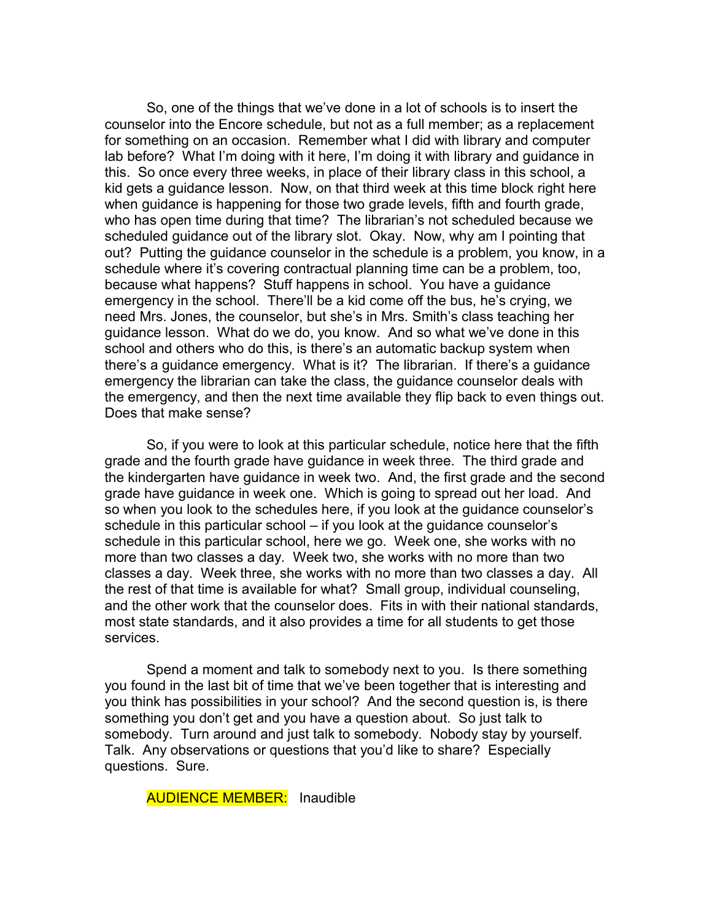So, one of the things that we've done in a lot of schools is to insert the counselor into the Encore schedule, but not as a full member; as a replacement for something on an occasion. Remember what I did with library and computer lab before? What I'm doing with it here, I'm doing it with library and guidance in this. So once every three weeks, in place of their library class in this school, a kid gets a guidance lesson. Now, on that third week at this time block right here when guidance is happening for those two grade levels, fifth and fourth grade, who has open time during that time? The librarian's not scheduled because we scheduled guidance out of the library slot. Okay. Now, why am I pointing that out? Putting the guidance counselor in the schedule is a problem, you know, in a schedule where it's covering contractual planning time can be a problem, too, because what happens? Stuff happens in school. You have a guidance emergency in the school. There'll be a kid come off the bus, he's crying, we need Mrs. Jones, the counselor, but she's in Mrs. Smith's class teaching her guidance lesson. What do we do, you know. And so what we've done in this school and others who do this, is there's an automatic backup system when there's a guidance emergency. What is it? The librarian. If there's a guidance emergency the librarian can take the class, the guidance counselor deals with the emergency, and then the next time available they flip back to even things out. Does that make sense?

So, if you were to look at this particular schedule, notice here that the fifth grade and the fourth grade have guidance in week three. The third grade and the kindergarten have guidance in week two. And, the first grade and the second grade have guidance in week one. Which is going to spread out her load. And so when you look to the schedules here, if you look at the guidance counselor's schedule in this particular school – if you look at the guidance counselor's schedule in this particular school, here we go. Week one, she works with no more than two classes a day. Week two, she works with no more than two classes a day. Week three, she works with no more than two classes a day. All the rest of that time is available for what? Small group, individual counseling, and the other work that the counselor does. Fits in with their national standards, most state standards, and it also provides a time for all students to get those services.

Spend a moment and talk to somebody next to you. Is there something you found in the last bit of time that we've been together that is interesting and you think has possibilities in your school? And the second question is, is there something you don't get and you have a question about. So just talk to somebody. Turn around and just talk to somebody. Nobody stay by yourself. Talk. Any observations or questions that you'd like to share? Especially questions. Sure.

AUDIENCE MEMBER: Inaudible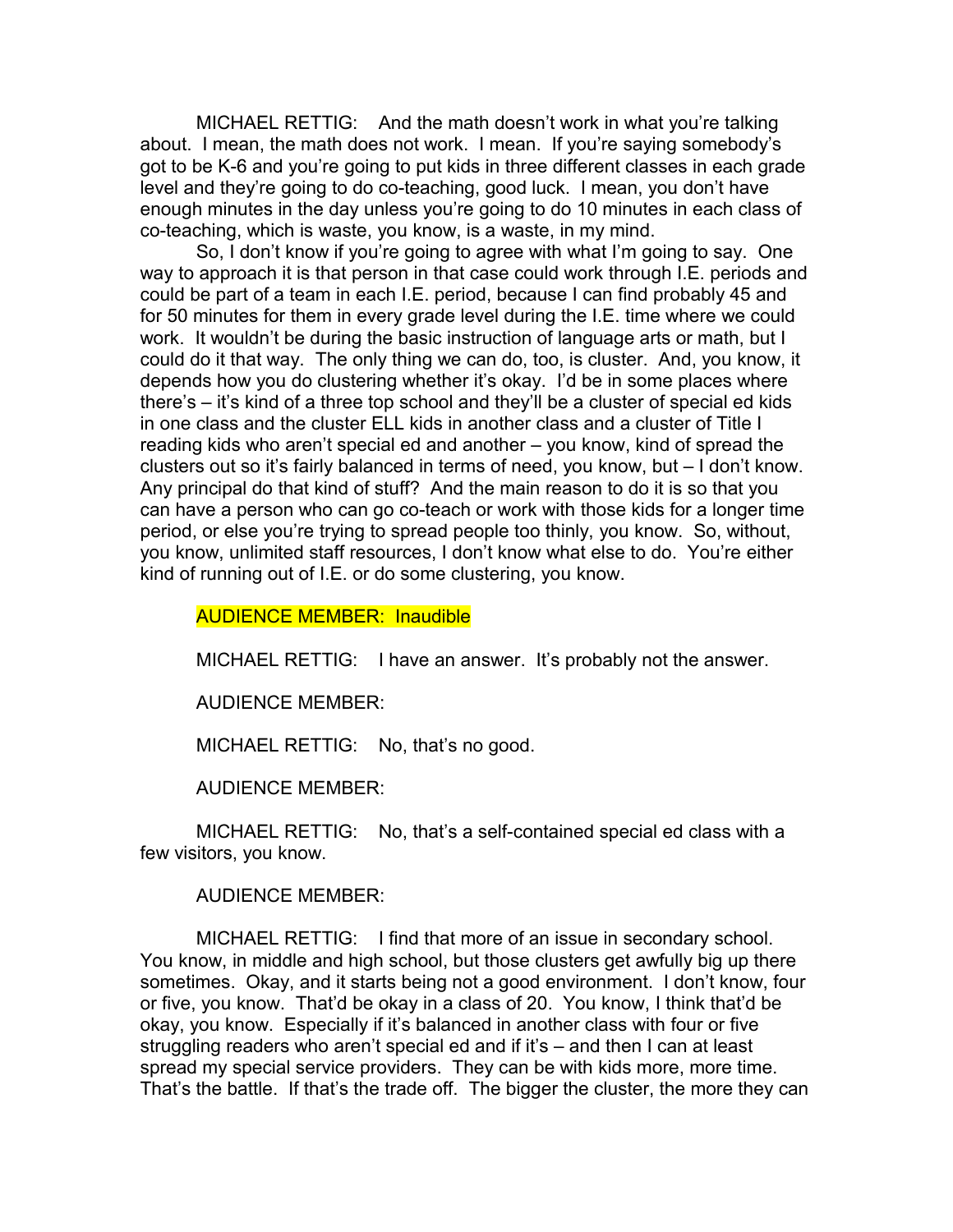MICHAEL RETTIG: And the math doesn't work in what you're talking about. I mean, the math does not work. I mean. If you're saying somebody's got to be K-6 and you're going to put kids in three different classes in each grade level and they're going to do co-teaching, good luck. I mean, you don't have enough minutes in the day unless you're going to do 10 minutes in each class of co-teaching, which is waste, you know, is a waste, in my mind.

So, I don't know if you're going to agree with what I'm going to say. One way to approach it is that person in that case could work through I.E. periods and could be part of a team in each I.E. period, because I can find probably 45 and for 50 minutes for them in every grade level during the I.E. time where we could work. It wouldn't be during the basic instruction of language arts or math, but I could do it that way. The only thing we can do, too, is cluster. And, you know, it depends how you do clustering whether it's okay. I'd be in some places where there's – it's kind of a three top school and they'll be a cluster of special ed kids in one class and the cluster ELL kids in another class and a cluster of Title I reading kids who aren't special ed and another – you know, kind of spread the clusters out so it's fairly balanced in terms of need, you know, but – I don't know. Any principal do that kind of stuff? And the main reason to do it is so that you can have a person who can go co-teach or work with those kids for a longer time period, or else you're trying to spread people too thinly, you know. So, without, you know, unlimited staff resources, I don't know what else to do. You're either kind of running out of I.E. or do some clustering, you know.

AUDIENCE MEMBER: Inaudible

MICHAEL RETTIG: I have an answer. It's probably not the answer.

AUDIENCE MEMBER:

MICHAEL RETTIG: No, that's no good.

AUDIENCE MEMBER:

MICHAEL RETTIG: No, that's a self-contained special ed class with a few visitors, you know.

AUDIENCE MEMBER:

MICHAEL RETTIG: I find that more of an issue in secondary school. You know, in middle and high school, but those clusters get awfully big up there sometimes. Okay, and it starts being not a good environment. I don't know, four or five, you know. That'd be okay in a class of 20. You know, I think that'd be okay, you know. Especially if it's balanced in another class with four or five struggling readers who aren't special ed and if it's – and then I can at least spread my special service providers. They can be with kids more, more time. That's the battle. If that's the trade off. The bigger the cluster, the more they can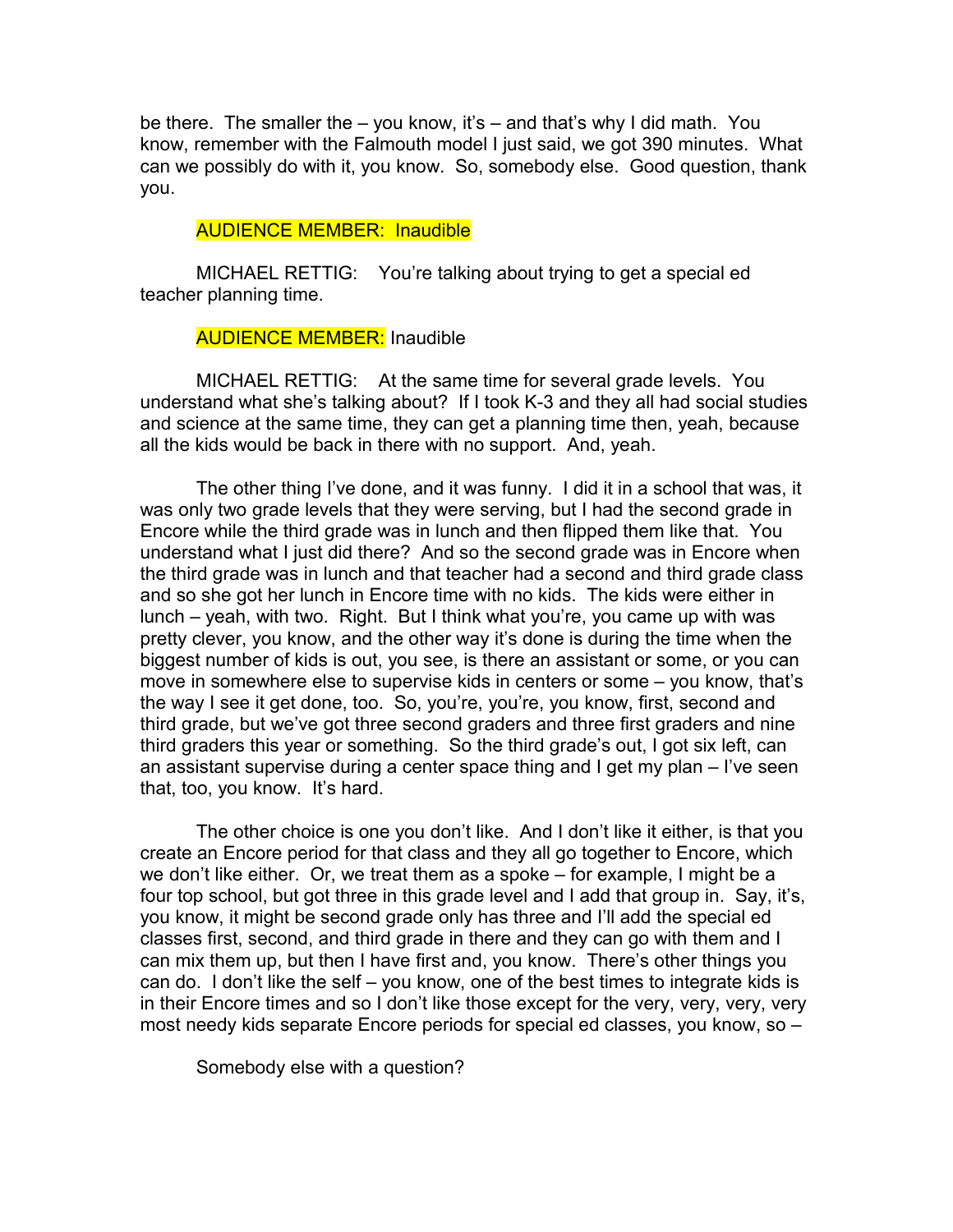be there. The smaller the – you know, it's – and that's why I did math. You know, remember with the Falmouth model I just said, we got 390 minutes. What can we possibly do with it, you know. So, somebody else. Good question, thank you.

AUDIENCE MEMBER: Inaudible

MICHAEL RETTIG: You're talking about trying to get a special ed teacher planning time.

AUDIENCE MEMBER: Inaudible

MICHAEL RETTIG: At the same time for several grade levels. You understand what she's talking about? If I took K-3 and they all had social studies and science at the same time, they can get a planning time then, yeah, because all the kids would be back in there with no support. And, yeah.

The other thing I've done, and it was funny. I did it in a school that was, it was only two grade levels that they were serving, but I had the second grade in Encore while the third grade was in lunch and then flipped them like that. You understand what I just did there? And so the second grade was in Encore when the third grade was in lunch and that teacher had a second and third grade class and so she got her lunch in Encore time with no kids. The kids were either in lunch – yeah, with two. Right. But I think what you're, you came up with was pretty clever, you know, and the other way it's done is during the time when the biggest number of kids is out, you see, is there an assistant or some, or you can move in somewhere else to supervise kids in centers or some – you know, that's the way I see it get done, too. So, you're, you're, you know, first, second and third grade, but we've got three second graders and three first graders and nine third graders this year or something. So the third grade's out, I got six left, can an assistant supervise during a center space thing and I get my plan – I've seen that, too, you know. It's hard.

The other choice is one you don't like. And I don't like it either, is that you create an Encore period for that class and they all go together to Encore, which we don't like either. Or, we treat them as a spoke – for example, I might be a four top school, but got three in this grade level and I add that group in. Say, it's, you know, it might be second grade only has three and I'll add the special ed classes first, second, and third grade in there and they can go with them and I can mix them up, but then I have first and, you know. There's other things you can do. I don't like the self – you know, one of the best times to integrate kids is in their Encore times and so I don't like those except for the very, very, very, very most needy kids separate Encore periods for special ed classes, you know, so –

Somebody else with a question?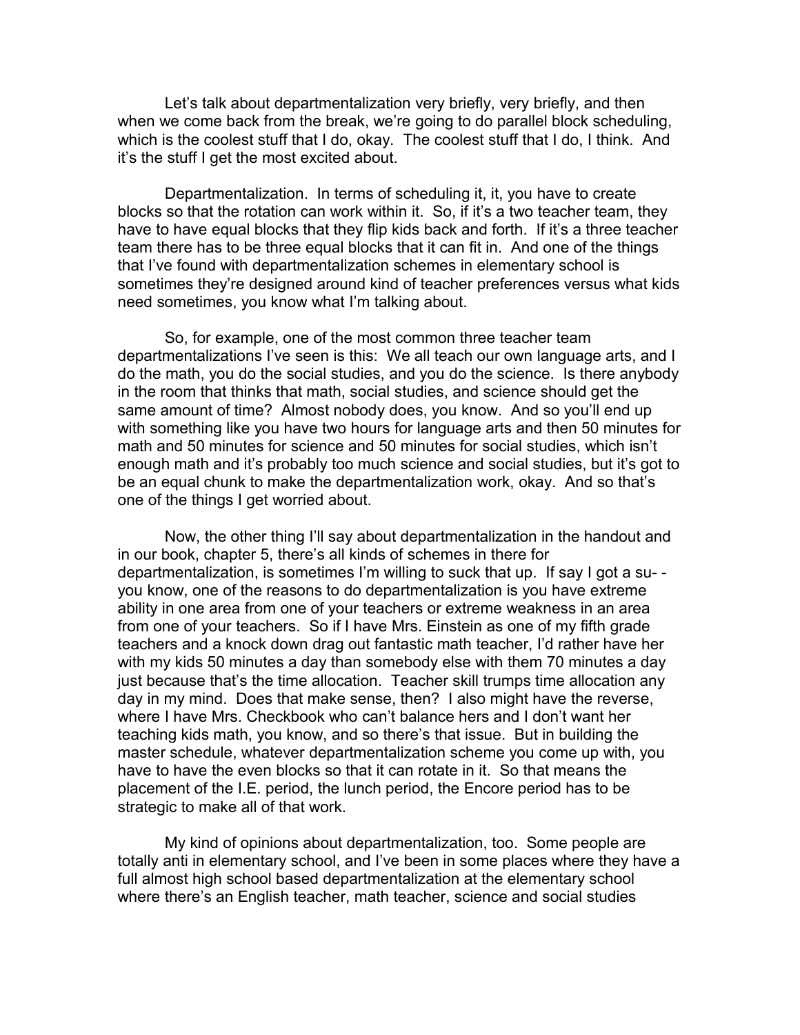Let's talk about departmentalization very briefly, very briefly, and then when we come back from the break, we're going to do parallel block scheduling, which is the coolest stuff that I do, okay. The coolest stuff that I do, I think. And it's the stuff I get the most excited about.

Departmentalization. In terms of scheduling it, it, you have to create blocks so that the rotation can work within it. So, if it's a two teacher team, they have to have equal blocks that they flip kids back and forth. If it's a three teacher team there has to be three equal blocks that it can fit in. And one of the things that I've found with departmentalization schemes in elementary school is sometimes they're designed around kind of teacher preferences versus what kids need sometimes, you know what I'm talking about.

So, for example, one of the most common three teacher team departmentalizations I've seen is this: We all teach our own language arts, and I do the math, you do the social studies, and you do the science. Is there anybody in the room that thinks that math, social studies, and science should get the same amount of time? Almost nobody does, you know. And so you'll end up with something like you have two hours for language arts and then 50 minutes for math and 50 minutes for science and 50 minutes for social studies, which isn't enough math and it's probably too much science and social studies, but it's got to be an equal chunk to make the departmentalization work, okay. And so that's one of the things I get worried about.

Now, the other thing I'll say about departmentalization in the handout and in our book, chapter 5, there's all kinds of schemes in there for departmentalization, is sometimes I'm willing to suck that up. If say I got a su- - you know, one of the reasons to do departmentalization is you have extreme ability in one area from one of your teachers or extreme weakness in an area from one of your teachers. So if I have Mrs. Einstein as one of my fifth grade teachers and a knock down drag out fantastic math teacher, I'd rather have her with my kids 50 minutes a day than somebody else with them 70 minutes a day just because that's the time allocation. Teacher skill trumps time allocation any day in my mind. Does that make sense, then? I also might have the reverse, where I have Mrs. Checkbook who can't balance hers and I don't want her teaching kids math, you know, and so there's that issue. But in building the master schedule, whatever departmentalization scheme you come up with, you have to have the even blocks so that it can rotate in it. So that means the placement of the I.E. period, the lunch period, the Encore period has to be strategic to make all of that work.

My kind of opinions about departmentalization, too. Some people are totally anti in elementary school, and I've been in some places where they have a full almost high school based departmentalization at the elementary school where there's an English teacher, math teacher, science and social studies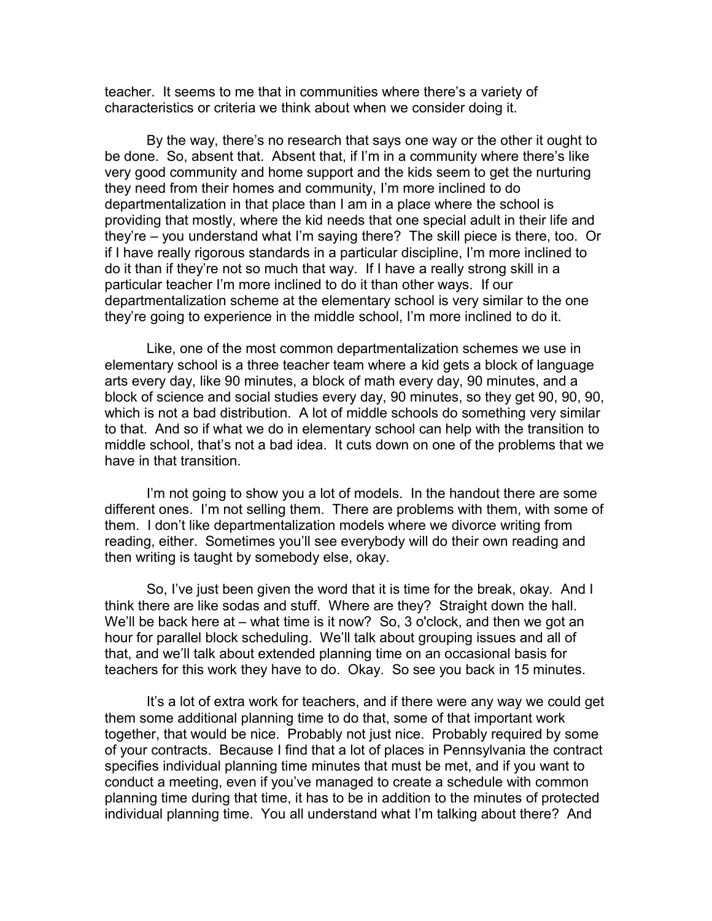teacher. It seems to me that in communities where there's a variety of characteristics or criteria we think about when we consider doing it.

By the way, there's no research that says one way or the other it ought to be done. So, absent that. Absent that, if I'm in a community where there's like very good community and home support and the kids seem to get the nurturing they need from their homes and community, I'm more inclined to do departmentalization in that place than I am in a place where the school is providing that mostly, where the kid needs that one special adult in their life and they're – you understand what I'm saying there? The skill piece is there, too. Or if I have really rigorous standards in a particular discipline, I'm more inclined to do it than if they're not so much that way. If I have a really strong skill in a particular teacher I'm more inclined to do it than other ways. If our departmentalization scheme at the elementary school is very similar to the one they're going to experience in the middle school, I'm more inclined to do it.

Like, one of the most common departmentalization schemes we use in elementary school is a three teacher team where a kid gets a block of language arts every day, like 90 minutes, a block of math every day, 90 minutes, and a block of science and social studies every day, 90 minutes, so they get 90, 90, 90, which is not a bad distribution. A lot of middle schools do something very similar to that. And so if what we do in elementary school can help with the transition to middle school, that's not a bad idea. It cuts down on one of the problems that we have in that transition.

I'm not going to show you a lot of models. In the handout there are some different ones. I'm not selling them. There are problems with them, with some of them. I don't like departmentalization models where we divorce writing from reading, either. Sometimes you'll see everybody will do their own reading and then writing is taught by somebody else, okay.

So, I've just been given the word that it is time for the break, okay. And I think there are like sodas and stuff. Where are they? Straight down the hall. We'll be back here at – what time is it now? So, 3 o'clock, and then we got an hour for parallel block scheduling. We'll talk about grouping issues and all of that, and we'll talk about extended planning time on an occasional basis for teachers for this work they have to do. Okay. So see you back in 15 minutes.

It's a lot of extra work for teachers, and if there were any way we could get them some additional planning time to do that, some of that important work together, that would be nice. Probably not just nice. Probably required by some of your contracts. Because I find that a lot of places in Pennsylvania the contract specifies individual planning time minutes that must be met, and if you want to conduct a meeting, even if you've managed to create a schedule with common planning time during that time, it has to be in addition to the minutes of protected individual planning time. You all understand what I'm talking about there? And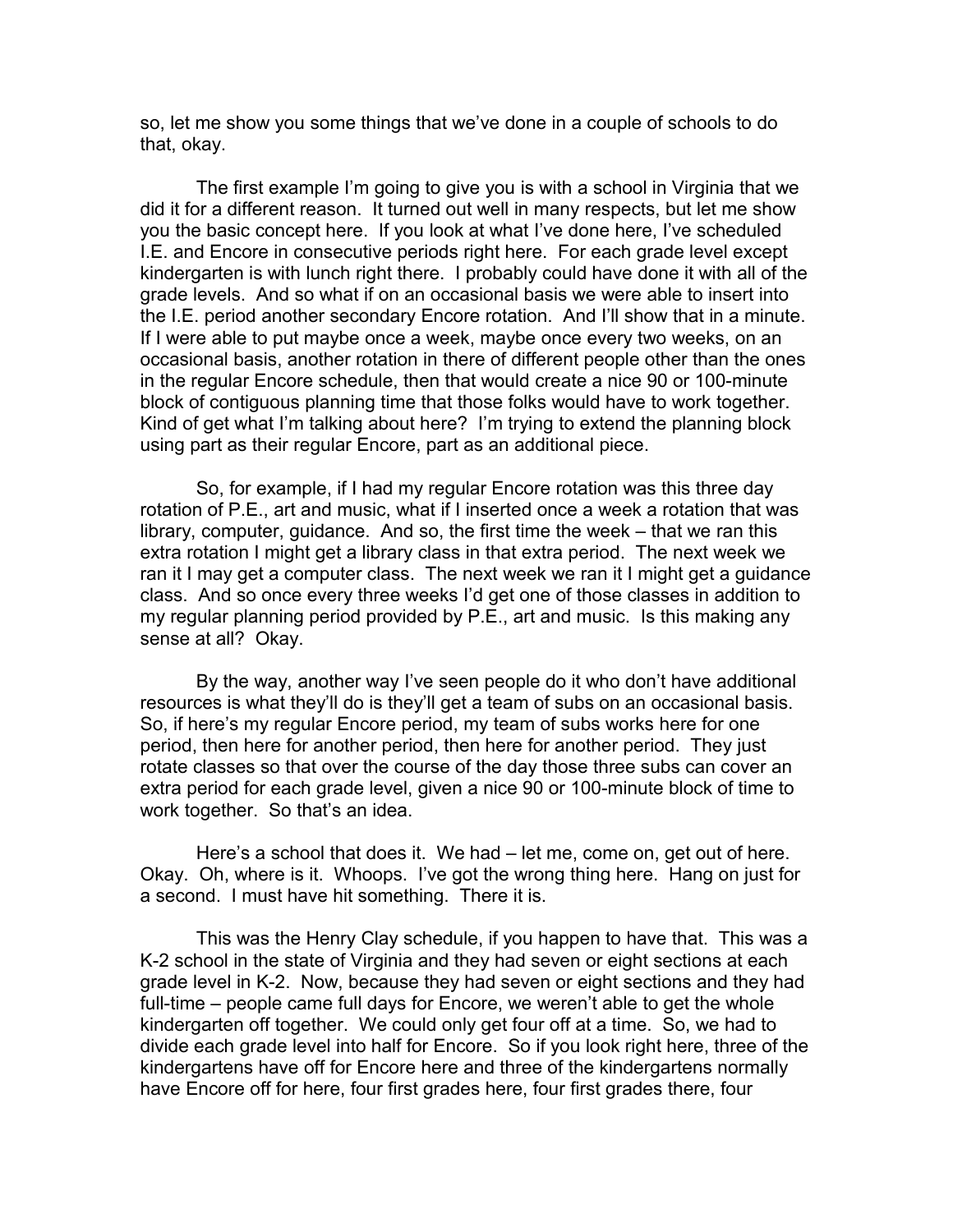so, let me show you some things that we've done in a couple of schools to do that, okay.

The first example I'm going to give you is with a school in Virginia that we did it for a different reason. It turned out well in many respects, but let me show you the basic concept here. If you look at what I've done here, I've scheduled I.E. and Encore in consecutive periods right here. For each grade level except kindergarten is with lunch right there. I probably could have done it with all of the grade levels. And so what if on an occasional basis we were able to insert into the I.E. period another secondary Encore rotation. And I'll show that in a minute. If I were able to put maybe once a week, maybe once every two weeks, on an occasional basis, another rotation in there of different people other than the ones in the regular Encore schedule, then that would create a nice 90 or 100-minute block of contiguous planning time that those folks would have to work together. Kind of get what I'm talking about here? I'm trying to extend the planning block using part as their regular Encore, part as an additional piece.

So, for example, if I had my regular Encore rotation was this three day rotation of P.E., art and music, what if I inserted once a week a rotation that was library, computer, guidance. And so, the first time the week – that we ran this extra rotation I might get a library class in that extra period. The next week we ran it I may get a computer class. The next week we ran it I might get a guidance class. And so once every three weeks I'd get one of those classes in addition to my regular planning period provided by P.E., art and music. Is this making any sense at all? Okay.

By the way, another way I've seen people do it who don't have additional resources is what they'll do is they'll get a team of subs on an occasional basis. So, if here's my regular Encore period, my team of subs works here for one period, then here for another period, then here for another period. They just rotate classes so that over the course of the day those three subs can cover an extra period for each grade level, given a nice 90 or 100-minute block of time to work together. So that's an idea.

Here's a school that does it. We had – let me, come on, get out of here. Okay. Oh, where is it. Whoops. I've got the wrong thing here. Hang on just for a second. I must have hit something. There it is.

This was the Henry Clay schedule, if you happen to have that. This was a K-2 school in the state of Virginia and they had seven or eight sections at each grade level in K-2. Now, because they had seven or eight sections and they had full-time – people came full days for Encore, we weren't able to get the whole kindergarten off together. We could only get four off at a time. So, we had to divide each grade level into half for Encore. So if you look right here, three of the kindergartens have off for Encore here and three of the kindergartens normally have Encore off for here, four first grades here, four first grades there, four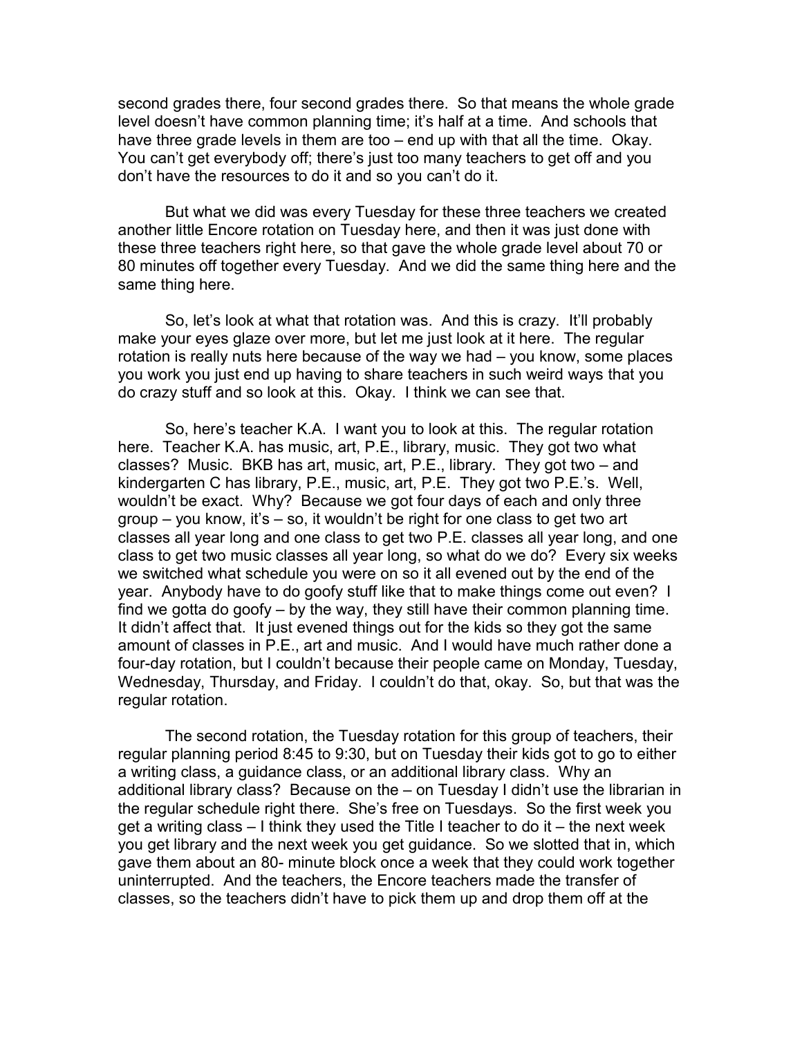second grades there, four second grades there. So that means the whole grade level doesn't have common planning time; it's half at a time. And schools that have three grade levels in them are too – end up with that all the time. Okay. You can't get everybody off; there's just too many teachers to get off and you don't have the resources to do it and so you can't do it.

But what we did was every Tuesday for these three teachers we created another little Encore rotation on Tuesday here, and then it was just done with these three teachers right here, so that gave the whole grade level about 70 or 80 minutes off together every Tuesday. And we did the same thing here and the same thing here.

So, let's look at what that rotation was. And this is crazy. It'll probably make your eyes glaze over more, but let me just look at it here. The regular rotation is really nuts here because of the way we had – you know, some places you work you just end up having to share teachers in such weird ways that you do crazy stuff and so look at this. Okay. I think we can see that.

So, here's teacher K.A. I want you to look at this. The regular rotation here. Teacher K.A. has music, art, P.E., library, music. They got two what classes? Music. BKB has art, music, art, P.E., library. They got two – and kindergarten C has library, P.E., music, art, P.E. They got two P.E.'s. Well, wouldn't be exact. Why? Because we got four days of each and only three group – you know, it's – so, it wouldn't be right for one class to get two art classes all year long and one class to get two P.E. classes all year long, and one class to get two music classes all year long, so what do we do? Every six weeks we switched what schedule you were on so it all evened out by the end of the year. Anybody have to do goofy stuff like that to make things come out even? I find we gotta do goofy – by the way, they still have their common planning time. It didn't affect that. It just evened things out for the kids so they got the same amount of classes in P.E., art and music. And I would have much rather done a four-day rotation, but I couldn't because their people came on Monday, Tuesday, Wednesday, Thursday, and Friday. I couldn't do that, okay. So, but that was the regular rotation.

The second rotation, the Tuesday rotation for this group of teachers, their regular planning period 8:45 to 9:30, but on Tuesday their kids got to go to either a writing class, a guidance class, or an additional library class. Why an additional library class? Because on the – on Tuesday I didn't use the librarian in the regular schedule right there. She's free on Tuesdays. So the first week you get a writing class – I think they used the Title I teacher to do it – the next week you get library and the next week you get guidance. So we slotted that in, which gave them about an 80- minute block once a week that they could work together uninterrupted. And the teachers, the Encore teachers made the transfer of classes, so the teachers didn't have to pick them up and drop them off at the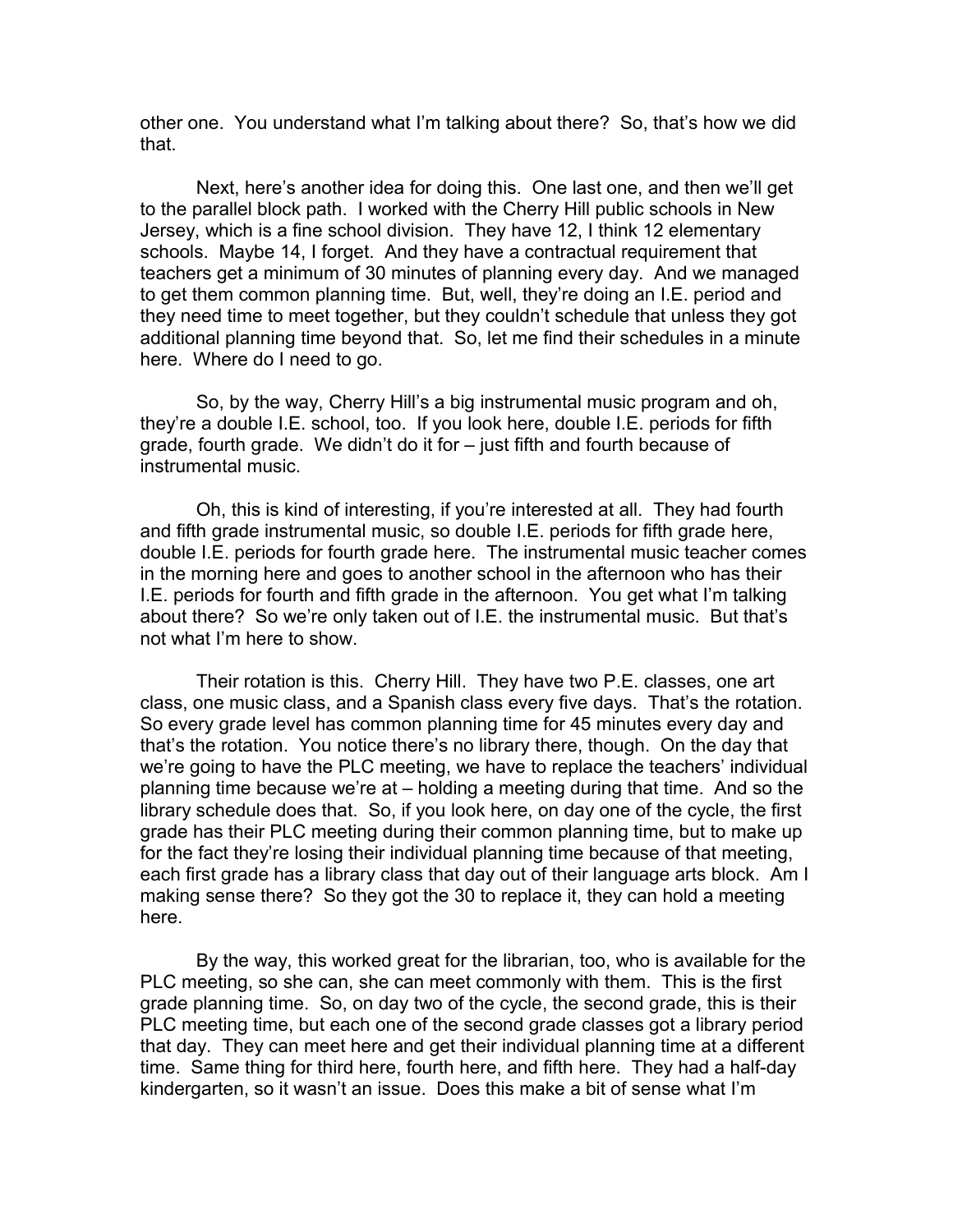other one. You understand what I'm talking about there? So, that's how we did that.

Next, here's another idea for doing this. One last one, and then we'll get to the parallel block path. I worked with the Cherry Hill public schools in New Jersey, which is a fine school division. They have 12, I think 12 elementary schools. Maybe 14, I forget. And they have a contractual requirement that teachers get a minimum of 30 minutes of planning every day. And we managed to get them common planning time. But, well, they're doing an I.E. period and they need time to meet together, but they couldn't schedule that unless they got additional planning time beyond that. So, let me find their schedules in a minute here. Where do I need to go.

So, by the way, Cherry Hill's a big instrumental music program and oh, they're a double I.E. school, too. If you look here, double I.E. periods for fifth grade, fourth grade. We didn't do it for – just fifth and fourth because of instrumental music.

Oh, this is kind of interesting, if you're interested at all. They had fourth and fifth grade instrumental music, so double I.E. periods for fifth grade here, double I.E. periods for fourth grade here. The instrumental music teacher comes in the morning here and goes to another school in the afternoon who has their I.E. periods for fourth and fifth grade in the afternoon. You get what I'm talking about there? So we're only taken out of I.E. the instrumental music. But that's not what I'm here to show.

Their rotation is this. Cherry Hill. They have two P.E. classes, one art class, one music class, and a Spanish class every five days. That's the rotation. So every grade level has common planning time for 45 minutes every day and that's the rotation. You notice there's no library there, though. On the day that we're going to have the PLC meeting, we have to replace the teachers' individual planning time because we're at – holding a meeting during that time. And so the library schedule does that. So, if you look here, on day one of the cycle, the first grade has their PLC meeting during their common planning time, but to make up for the fact they're losing their individual planning time because of that meeting, each first grade has a library class that day out of their language arts block. Am I making sense there? So they got the 30 to replace it, they can hold a meeting here.

By the way, this worked great for the librarian, too, who is available for the PLC meeting, so she can, she can meet commonly with them. This is the first grade planning time. So, on day two of the cycle, the second grade, this is their PLC meeting time, but each one of the second grade classes got a library period that day. They can meet here and get their individual planning time at a different time. Same thing for third here, fourth here, and fifth here. They had a half-day kindergarten, so it wasn't an issue. Does this make a bit of sense what I'm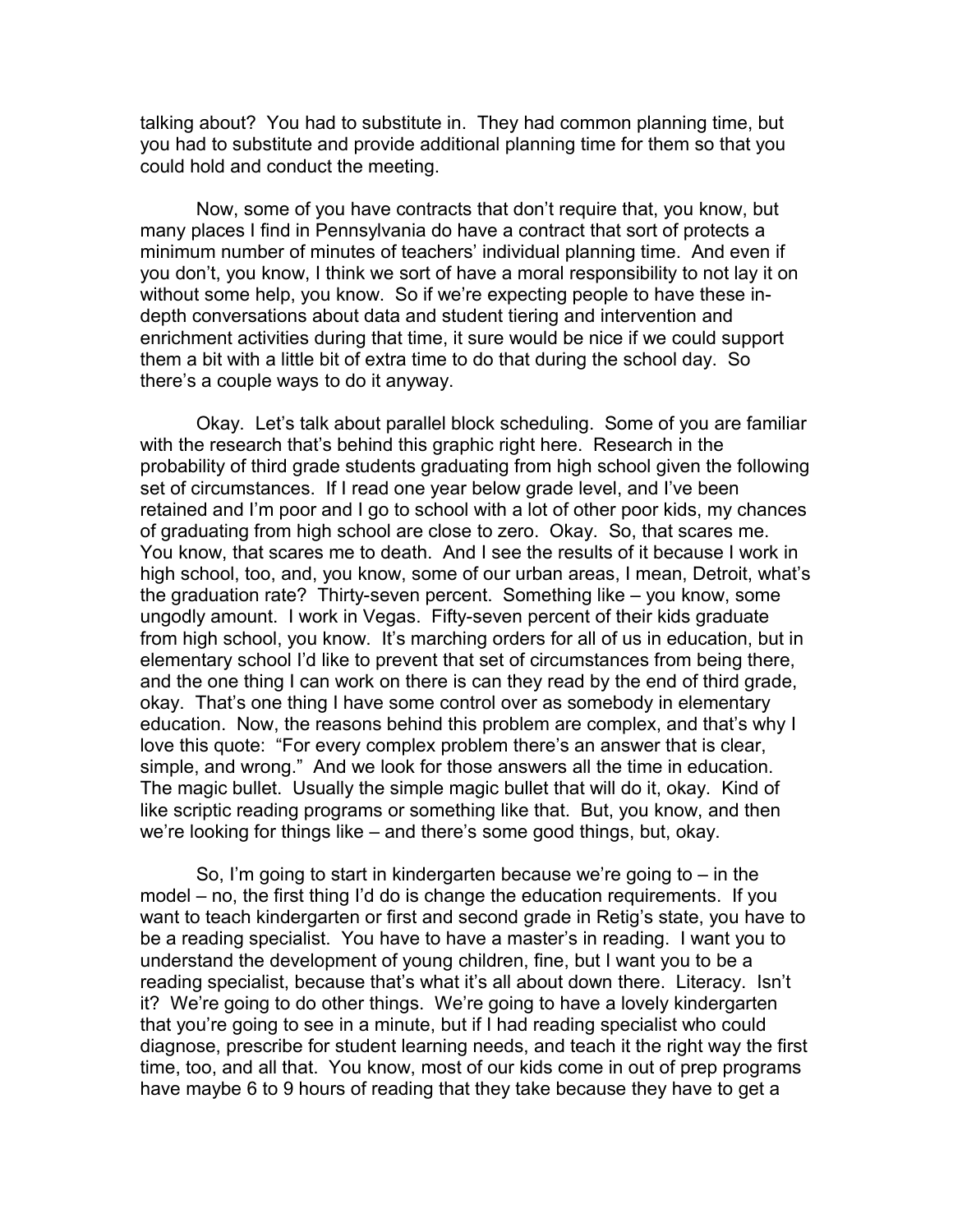talking about? You had to substitute in. They had common planning time, but you had to substitute and provide additional planning time for them so that you could hold and conduct the meeting.

Now, some of you have contracts that don't require that, you know, but many places I find in Pennsylvania do have a contract that sort of protects a minimum number of minutes of teachers' individual planning time. And even if you don't, you know, I think we sort of have a moral responsibility to not lay it on without some help, you know. So if we're expecting people to have these in-depth conversations about data and student tiering and intervention and enrichment activities during that time, it sure would be nice if we could support them a bit with a little bit of extra time to do that during the school day. So there's a couple ways to do it anyway.

Okay. Let's talk about parallel block scheduling. Some of you are familiar with the research that's behind this graphic right here. Research in the probability of third grade students graduating from high school given the following set of circumstances. If I read one year below grade level, and I've been retained and I'm poor and I go to school with a lot of other poor kids, my chances of graduating from high school are close to zero. Okay. So, that scares me. You know, that scares me to death. And I see the results of it because I work in high school, too, and, you know, some of our urban areas, I mean, Detroit, what's the graduation rate? Thirty-seven percent. Something like – you know, some ungodly amount. I work in Vegas. Fifty-seven percent of their kids graduate from high school, you know. It's marching orders for all of us in education, but in elementary school I'd like to prevent that set of circumstances from being there, and the one thing I can work on there is can they read by the end of third grade, okay. That's one thing I have some control over as somebody in elementary education. Now, the reasons behind this problem are complex, and that's why I love this quote: "For every complex problem there's an answer that is clear, simple, and wrong." And we look for those answers all the time in education. The magic bullet. Usually the simple magic bullet that will do it, okay. Kind of like scriptic reading programs or something like that. But, you know, and then we're looking for things like – and there's some good things, but, okay.

So, I'm going to start in kindergarten because we're going to – in the model – no, the first thing I'd do is change the education requirements. If you want to teach kindergarten or first and second grade in Retig's state, you have to be a reading specialist. You have to have a master's in reading. I want you to understand the development of young children, fine, but I want you to be a reading specialist, because that's what it's all about down there. Literacy. Isn't it? We're going to do other things. We're going to have a lovely kindergarten that you're going to see in a minute, but if I had reading specialist who could diagnose, prescribe for student learning needs, and teach it the right way the first time, too, and all that. You know, most of our kids come in out of prep programs have maybe 6 to 9 hours of reading that they take because they have to get a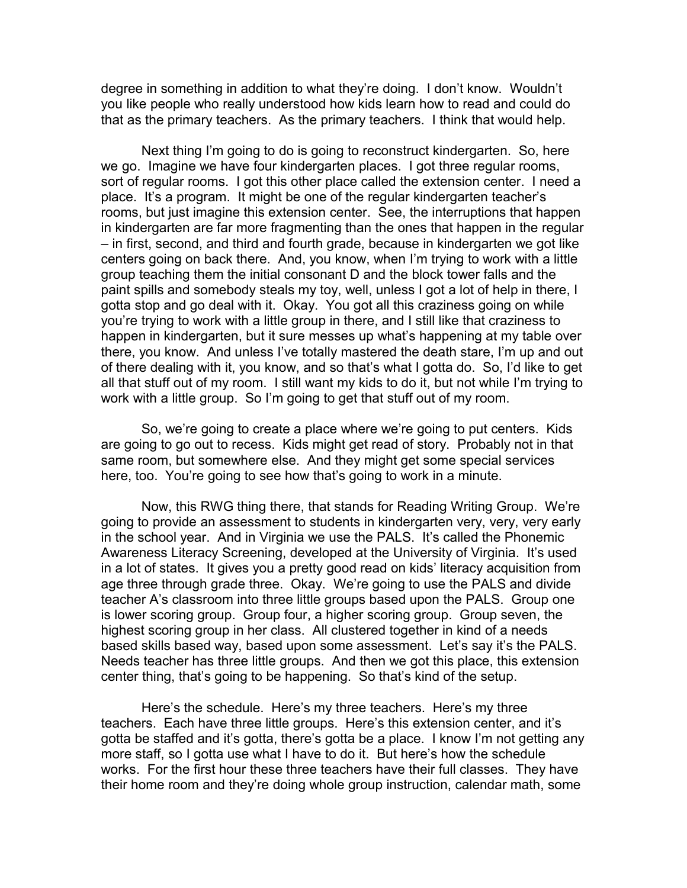degree in something in addition to what they're doing. I don't know. Wouldn't you like people who really understood how kids learn how to read and could do that as the primary teachers. As the primary teachers. I think that would help.

Next thing I'm going to do is going to reconstruct kindergarten. So, here we go. Imagine we have four kindergarten places. I got three regular rooms, sort of regular rooms. I got this other place called the extension center. I need a place. It's a program. It might be one of the regular kindergarten teacher's rooms, but just imagine this extension center. See, the interruptions that happen in kindergarten are far more fragmenting than the ones that happen in the regular – in first, second, and third and fourth grade, because in kindergarten we got like centers going on back there. And, you know, when I'm trying to work with a little group teaching them the initial consonant D and the block tower falls and the paint spills and somebody steals my toy, well, unless I got a lot of help in there, I gotta stop and go deal with it. Okay. You got all this craziness going on while you're trying to work with a little group in there, and I still like that craziness to happen in kindergarten, but it sure messes up what's happening at my table over there, you know. And unless I've totally mastered the death stare, I'm up and out of there dealing with it, you know, and so that's what I gotta do. So, I'd like to get all that stuff out of my room. I still want my kids to do it, but not while I'm trying to work with a little group. So I'm going to get that stuff out of my room.

So, we're going to create a place where we're going to put centers. Kids are going to go out to recess. Kids might get read of story. Probably not in that same room, but somewhere else. And they might get some special services here, too. You're going to see how that's going to work in a minute.

Now, this RWG thing there, that stands for Reading Writing Group. We're going to provide an assessment to students in kindergarten very, very, very early in the school year. And in Virginia we use the PALS. It's called the Phonemic Awareness Literacy Screening, developed at the University of Virginia. It's used in a lot of states. It gives you a pretty good read on kids' literacy acquisition from age three through grade three. Okay. We're going to use the PALS and divide teacher A's classroom into three little groups based upon the PALS. Group one is lower scoring group. Group four, a higher scoring group. Group seven, the highest scoring group in her class. All clustered together in kind of a needs based skills based way, based upon some assessment. Let's say it's the PALS. Needs teacher has three little groups. And then we got this place, this extension center thing, that's going to be happening. So that's kind of the setup.

Here's the schedule. Here's my three teachers. Here's my three teachers. Each have three little groups. Here's this extension center, and it's gotta be staffed and it's gotta, there's gotta be a place. I know I'm not getting any more staff, so I gotta use what I have to do it. But here's how the schedule works. For the first hour these three teachers have their full classes. They have their home room and they're doing whole group instruction, calendar math, some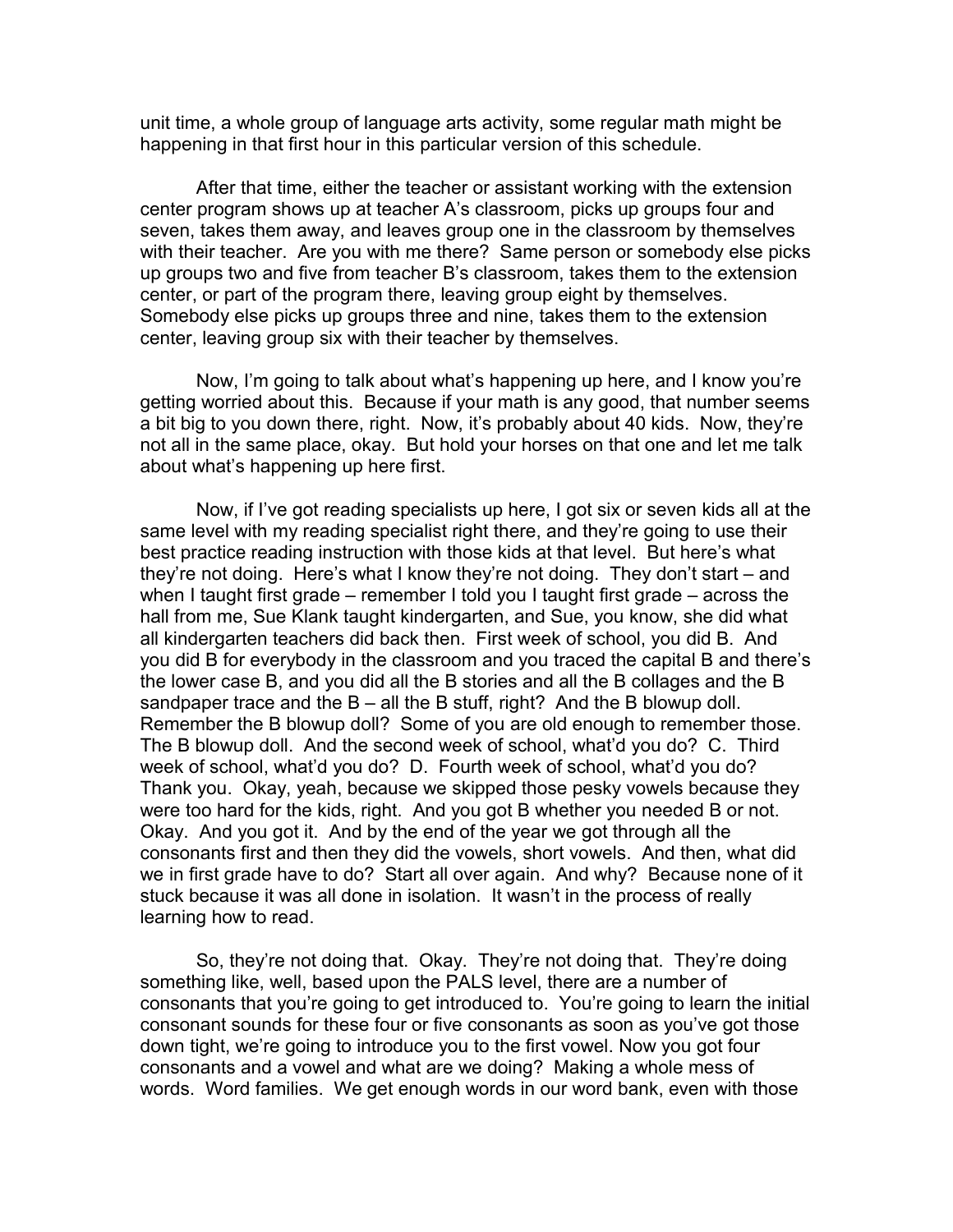unit time, a whole group of language arts activity, some regular math might be happening in that first hour in this particular version of this schedule.

After that time, either the teacher or assistant working with the extension center program shows up at teacher A's classroom, picks up groups four and seven, takes them away, and leaves group one in the classroom by themselves with their teacher. Are you with me there? Same person or somebody else picks up groups two and five from teacher B's classroom, takes them to the extension center, or part of the program there, leaving group eight by themselves. Somebody else picks up groups three and nine, takes them to the extension center, leaving group six with their teacher by themselves.

Now, I'm going to talk about what's happening up here, and I know you're getting worried about this. Because if your math is any good, that number seems a bit big to you down there, right. Now, it's probably about 40 kids. Now, they're not all in the same place, okay. But hold your horses on that one and let me talk about what's happening up here first.

Now, if I've got reading specialists up here, I got six or seven kids all at the same level with my reading specialist right there, and they're going to use their best practice reading instruction with those kids at that level. But here's what they're not doing. Here's what I know they're not doing. They don't start – and when I taught first grade – remember I told you I taught first grade – across the hall from me, Sue Klank taught kindergarten, and Sue, you know, she did what all kindergarten teachers did back then. First week of school, you did B. And you did B for everybody in the classroom and you traced the capital B and there's the lower case B, and you did all the B stories and all the B collages and the B sandpaper trace and the B – all the B stuff, right? And the B blowup doll. Remember the B blowup doll? Some of you are old enough to remember those. The B blowup doll. And the second week of school, what'd you do? C. Third week of school, what'd you do? D. Fourth week of school, what'd you do? Thank you. Okay, yeah, because we skipped those pesky vowels because they were too hard for the kids, right. And you got B whether you needed B or not. Okay. And you got it. And by the end of the year we got through all the consonants first and then they did the vowels, short vowels. And then, what did we in first grade have to do? Start all over again. And why? Because none of it stuck because it was all done in isolation. It wasn't in the process of really learning how to read.

So, they're not doing that. Okay. They're not doing that. They're doing something like, well, based upon the PALS level, there are a number of consonants that you're going to get introduced to. You're going to learn the initial consonant sounds for these four or five consonants as soon as you've got those down tight, we're going to introduce you to the first vowel. Now you got four consonants and a vowel and what are we doing? Making a whole mess of words. Word families. We get enough words in our word bank, even with those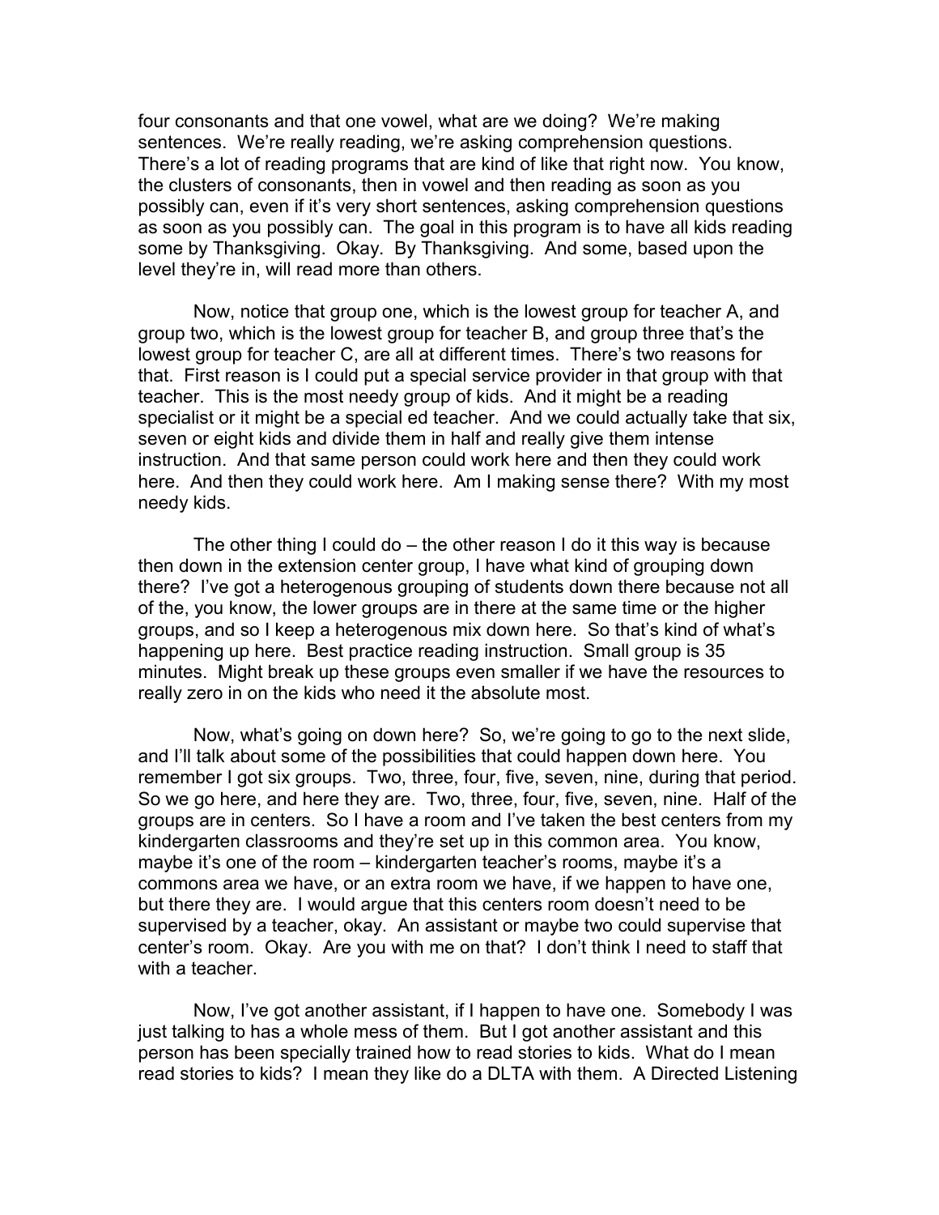four consonants and that one vowel, what are we doing? We're making sentences. We're really reading, we're asking comprehension questions. There's a lot of reading programs that are kind of like that right now. You know, the clusters of consonants, then in vowel and then reading as soon as you possibly can, even if it's very short sentences, asking comprehension questions as soon as you possibly can. The goal in this program is to have all kids reading some by Thanksgiving. Okay. By Thanksgiving. And some, based upon the level they're in, will read more than others.

Now, notice that group one, which is the lowest group for teacher A, and group two, which is the lowest group for teacher B, and group three that's the lowest group for teacher C, are all at different times. There's two reasons for that. First reason is I could put a special service provider in that group with that teacher. This is the most needy group of kids. And it might be a reading specialist or it might be a special ed teacher. And we could actually take that six, seven or eight kids and divide them in half and really give them intense instruction. And that same person could work here and then they could work here. And then they could work here. Am I making sense there? With my most needy kids.

The other thing I could do – the other reason I do it this way is because then down in the extension center group, I have what kind of grouping down there? I've got a heterogenous grouping of students down there because not all of the, you know, the lower groups are in there at the same time or the higher groups, and so I keep a heterogenous mix down here. So that's kind of what's happening up here. Best practice reading instruction. Small group is 35 minutes. Might break up these groups even smaller if we have the resources to really zero in on the kids who need it the absolute most.

Now, what's going on down here? So, we're going to go to the next slide, and I'll talk about some of the possibilities that could happen down here. You remember I got six groups. Two, three, four, five, seven, nine, during that period. So we go here, and here they are. Two, three, four, five, seven, nine. Half of the groups are in centers. So I have a room and I've taken the best centers from my kindergarten classrooms and they're set up in this common area. You know, maybe it's one of the room – kindergarten teacher's rooms, maybe it's a commons area we have, or an extra room we have, if we happen to have one, but there they are. I would argue that this centers room doesn't need to be supervised by a teacher, okay. An assistant or maybe two could supervise that center's room. Okay. Are you with me on that? I don't think I need to staff that with a teacher.

Now, I've got another assistant, if I happen to have one. Somebody I was just talking to has a whole mess of them. But I got another assistant and this person has been specially trained how to read stories to kids. What do I mean read stories to kids? I mean they like do a DLTA with them. A Directed Listening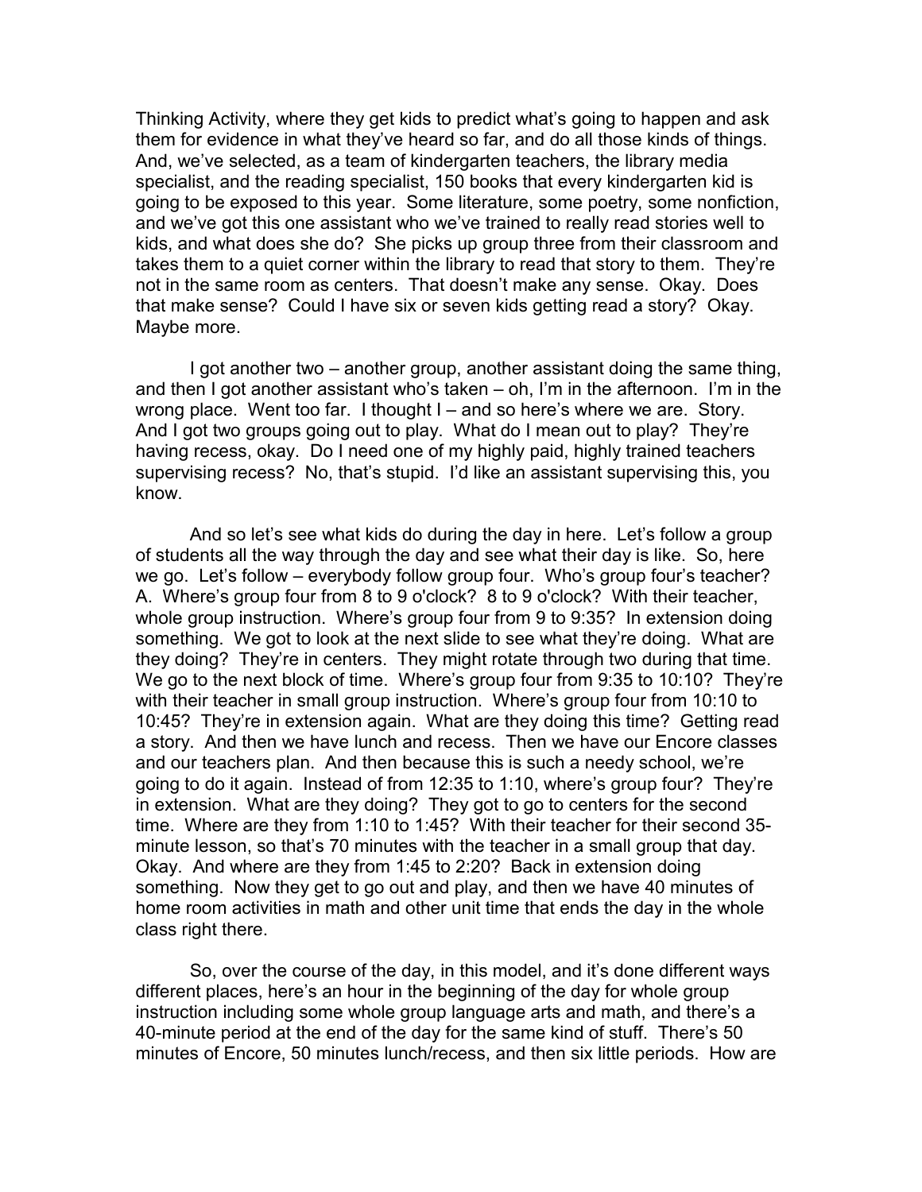Thinking Activity, where they get kids to predict what's going to happen and ask them for evidence in what they've heard so far, and do all those kinds of things. And, we've selected, as a team of kindergarten teachers, the library media specialist, and the reading specialist, 150 books that every kindergarten kid is going to be exposed to this year. Some literature, some poetry, some nonfiction, and we've got this one assistant who we've trained to really read stories well to kids, and what does she do? She picks up group three from their classroom and takes them to a quiet corner within the library to read that story to them. They're not in the same room as centers. That doesn't make any sense. Okay. Does that make sense? Could I have six or seven kids getting read a story? Okay. Maybe more.

I got another two – another group, another assistant doing the same thing, and then I got another assistant who's taken – oh, I'm in the afternoon. I'm in the wrong place. Went too far. I thought I – and so here's where we are. Story. And I got two groups going out to play. What do I mean out to play? They're having recess, okay. Do I need one of my highly paid, highly trained teachers supervising recess? No, that's stupid. I'd like an assistant supervising this, you know.

And so let's see what kids do during the day in here. Let's follow a group of students all the way through the day and see what their day is like. So, here we go. Let's follow – everybody follow group four. Who's group four's teacher? A. Where's group four from 8 to 9 o'clock? 8 to 9 o'clock? With their teacher, whole group instruction. Where's group four from 9 to 9:35? In extension doing something. We got to look at the next slide to see what they're doing. What are they doing? They're in centers. They might rotate through two during that time. We go to the next block of time. Where's group four from 9:35 to 10:10? They're with their teacher in small group instruction. Where's group four from 10:10 to 10:45? They're in extension again. What are they doing this time? Getting read a story. And then we have lunch and recess. Then we have our Encore classes and our teachers plan. And then because this is such a needy school, we're going to do it again. Instead of from 12:35 to 1:10, where's group four? They're in extension. What are they doing? They got to go to centers for the second time. Where are they from 1:10 to 1:45? With their teacher for their second 35-minute lesson, so that's 70 minutes with the teacher in a small group that day. Okay. And where are they from 1:45 to 2:20? Back in extension doing something. Now they get to go out and play, and then we have 40 minutes of home room activities in math and other unit time that ends the day in the whole class right there.

So, over the course of the day, in this model, and it's done different ways different places, here's an hour in the beginning of the day for whole group instruction including some whole group language arts and math, and there's a 40-minute period at the end of the day for the same kind of stuff. There's 50 minutes of Encore, 50 minutes lunch/recess, and then six little periods. How are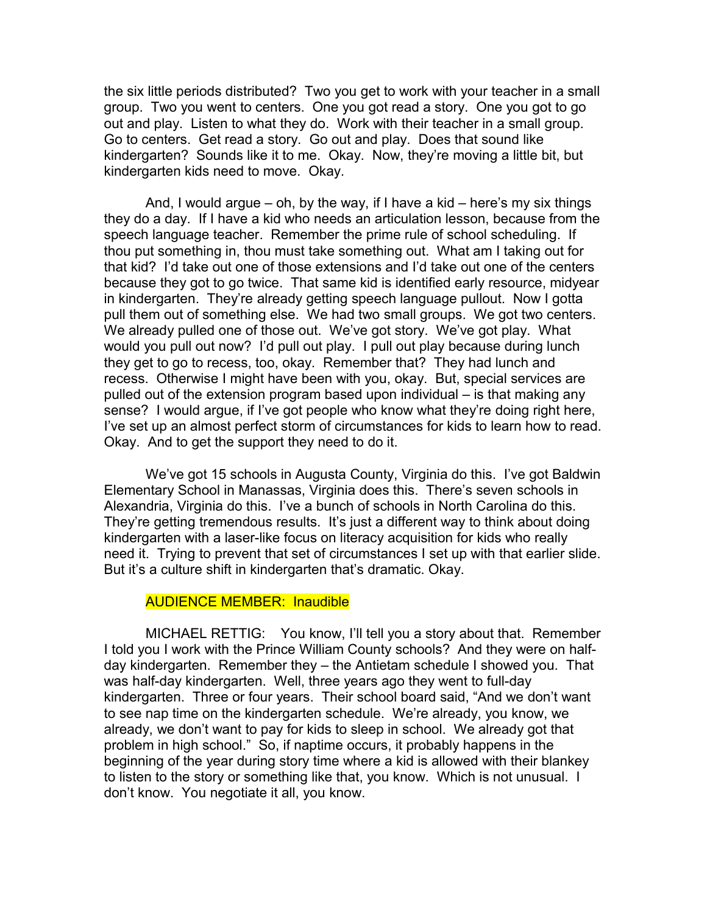the six little periods distributed? Two you get to work with your teacher in a small group. Two you went to centers. One you got read a story. One you got to go out and play. Listen to what they do. Work with their teacher in a small group. Go to centers. Get read a story. Go out and play. Does that sound like kindergarten? Sounds like it to me. Okay. Now, they're moving a little bit, but kindergarten kids need to move. Okay.

And, I would argue – oh, by the way, if I have a kid – here's my six things they do a day. If I have a kid who needs an articulation lesson, because from the speech language teacher. Remember the prime rule of school scheduling. If thou put something in, thou must take something out. What am I taking out for that kid? I'd take out one of those extensions and I'd take out one of the centers because they got to go twice. That same kid is identified early resource, midyear in kindergarten. They're already getting speech language pullout. Now I gotta pull them out of something else. We had two small groups. We got two centers. We already pulled one of those out. We've got story. We've got play. What would you pull out now? I'd pull out play. I pull out play because during lunch they get to go to recess, too, okay. Remember that? They had lunch and recess. Otherwise I might have been with you, okay. But, special services are pulled out of the extension program based upon individual – is that making any sense? I would argue, if I've got people who know what they're doing right here, I've set up an almost perfect storm of circumstances for kids to learn how to read. Okay. And to get the support they need to do it.

We've got 15 schools in Augusta County, Virginia do this. I've got Baldwin Elementary School in Manassas, Virginia does this. There's seven schools in Alexandria, Virginia do this. I've a bunch of schools in North Carolina do this. They're getting tremendous results. It's just a different way to think about doing kindergarten with a laser-like focus on literacy acquisition for kids who really need it. Trying to prevent that set of circumstances I set up with that earlier slide. But it's a culture shift in kindergarten that's dramatic. Okay.

AUDIENCE MEMBER: Inaudible

MICHAEL RETTIG: You know, I'll tell you a story about that. Remember I told you I work with the Prince William County schools? And they were on half-day kindergarten. Remember they – the Antietam schedule I showed you. That was half-day kindergarten. Well, three years ago they went to full-day kindergarten. Three or four years. Their school board said, "And we don't want to see nap time on the kindergarten schedule. We're already, you know, we already, we don't want to pay for kids to sleep in school. We already got that problem in high school." So, if naptime occurs, it probably happens in the beginning of the year during story time where a kid is allowed with their blankey to listen to the story or something like that, you know. Which is not unusual. I don't know. You negotiate it all, you know.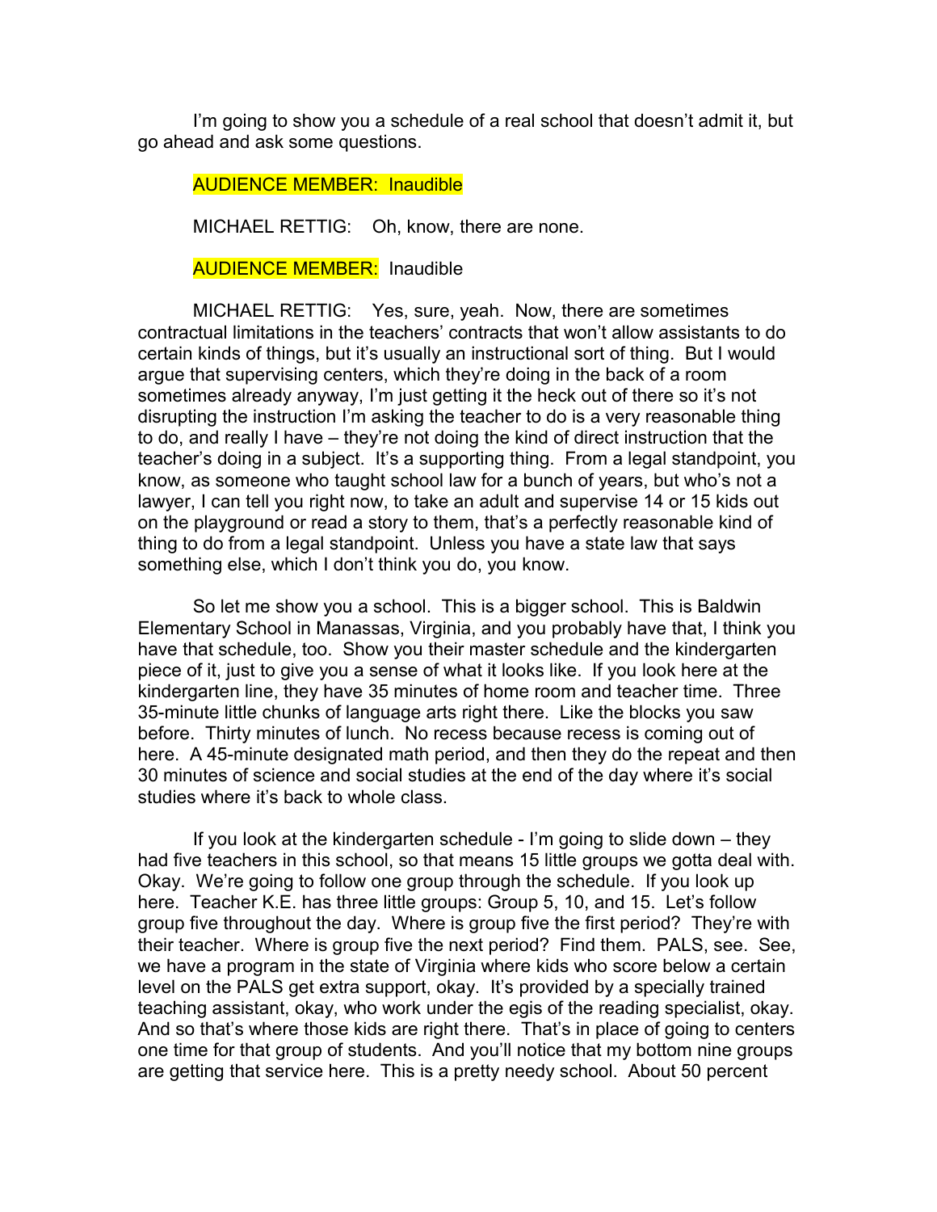I'm going to show you a schedule of a real school that doesn't admit it, but go ahead and ask some questions.

AUDIENCE MEMBER: Inaudible

MICHAEL RETTIG: Oh, know, there are none.

AUDIENCE MEMBER: Inaudible

MICHAEL RETTIG: Yes, sure, yeah. Now, there are sometimes contractual limitations in the teachers' contracts that won't allow assistants to do certain kinds of things, but it's usually an instructional sort of thing. But I would argue that supervising centers, which they're doing in the back of a room sometimes already anyway, I'm just getting it the heck out of there so it's not disrupting the instruction I'm asking the teacher to do is a very reasonable thing to do, and really I have – they're not doing the kind of direct instruction that the teacher's doing in a subject. It's a supporting thing. From a legal standpoint, you know, as someone who taught school law for a bunch of years, but who's not a lawyer, I can tell you right now, to take an adult and supervise 14 or 15 kids out on the playground or read a story to them, that's a perfectly reasonable kind of thing to do from a legal standpoint. Unless you have a state law that says something else, which I don't think you do, you know.

So let me show you a school. This is a bigger school. This is Baldwin Elementary School in Manassas, Virginia, and you probably have that, I think you have that schedule, too. Show you their master schedule and the kindergarten piece of it, just to give you a sense of what it looks like. If you look here at the kindergarten line, they have 35 minutes of home room and teacher time. Three 35-minute little chunks of language arts right there. Like the blocks you saw before. Thirty minutes of lunch. No recess because recess is coming out of here. A 45-minute designated math period, and then they do the repeat and then 30 minutes of science and social studies at the end of the day where it's social studies where it's back to whole class.

If you look at the kindergarten schedule - I'm going to slide down – they had five teachers in this school, so that means 15 little groups we gotta deal with. Okay. We're going to follow one group through the schedule. If you look up here. Teacher K.E. has three little groups: Group 5, 10, and 15. Let's follow group five throughout the day. Where is group five the first period? They're with their teacher. Where is group five the next period? Find them. PALS, see. See, we have a program in the state of Virginia where kids who score below a certain level on the PALS get extra support, okay. It's provided by a specially trained teaching assistant, okay, who work under the egis of the reading specialist, okay. And so that's where those kids are right there. That's in place of going to centers one time for that group of students. And you'll notice that my bottom nine groups are getting that service here. This is a pretty needy school. About 50 percent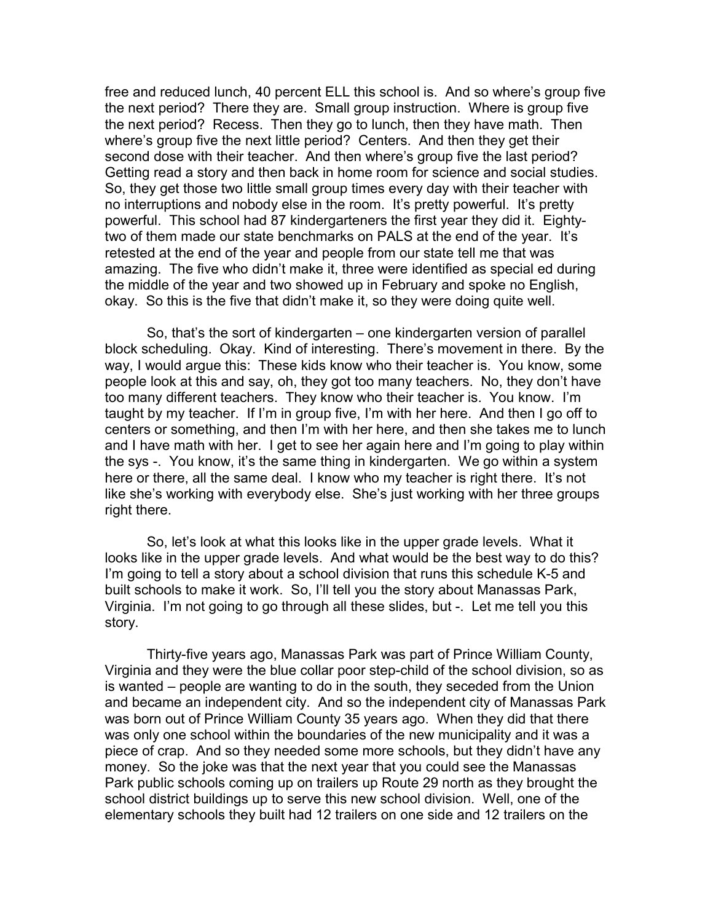free and reduced lunch, 40 percent ELL this school is. And so where's group five the next period? There they are. Small group instruction. Where is group five the next period? Recess. Then they go to lunch, then they have math. Then where's group five the next little period? Centers. And then they get their second dose with their teacher. And then where's group five the last period? Getting read a story and then back in home room for science and social studies. So, they get those two little small group times every day with their teacher with no interruptions and nobody else in the room. It's pretty powerful. It's pretty powerful. This school had 87 kindergarteners the first year they did it. Eighty-two of them made our state benchmarks on PALS at the end of the year. It's retested at the end of the year and people from our state tell me that was amazing. The five who didn't make it, three were identified as special ed during the middle of the year and two showed up in February and spoke no English, okay. So this is the five that didn't make it, so they were doing quite well.

So, that's the sort of kindergarten – one kindergarten version of parallel block scheduling. Okay. Kind of interesting. There's movement in there. By the way, I would argue this: These kids know who their teacher is. You know, some people look at this and say, oh, they got too many teachers. No, they don't have too many different teachers. They know who their teacher is. You know. I'm taught by my teacher. If I'm in group five, I'm with her here. And then I go off to centers or something, and then I'm with her here, and then she takes me to lunch and I have math with her. I get to see her again here and I'm going to play within the sys -. You know, it's the same thing in kindergarten. We go within a system here or there, all the same deal. I know who my teacher is right there. It's not like she's working with everybody else. She's just working with her three groups right there.

So, let's look at what this looks like in the upper grade levels. What it looks like in the upper grade levels. And what would be the best way to do this? I'm going to tell a story about a school division that runs this schedule K-5 and built schools to make it work. So, I'll tell you the story about Manassas Park, Virginia. I'm not going to go through all these slides, but -. Let me tell you this story.

Thirty-five years ago, Manassas Park was part of Prince William County, Virginia and they were the blue collar poor step-child of the school division, so as is wanted – people are wanting to do in the south, they seceded from the Union and became an independent city. And so the independent city of Manassas Park was born out of Prince William County 35 years ago. When they did that there was only one school within the boundaries of the new municipality and it was a piece of crap. And so they needed some more schools, but they didn't have any money. So the joke was that the next year that you could see the Manassas Park public schools coming up on trailers up Route 29 north as they brought the school district buildings up to serve this new school division. Well, one of the elementary schools they built had 12 trailers on one side and 12 trailers on the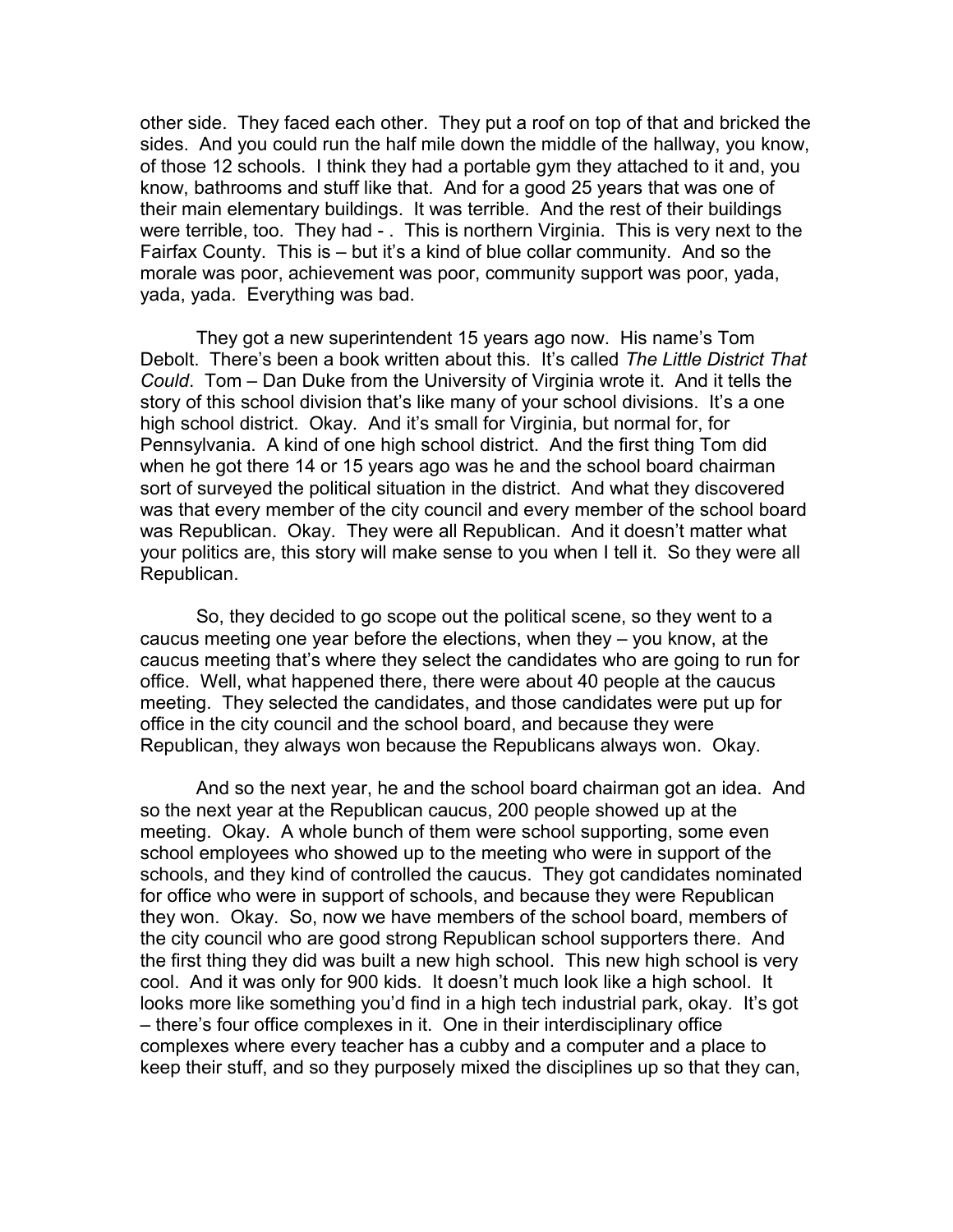other side. They faced each other. They put a roof on top of that and bricked the sides. And you could run the half mile down the middle of the hallway, you know, of those 12 schools. I think they had a portable gym they attached to it and, you know, bathrooms and stuff like that. And for a good 25 years that was one of their main elementary buildings. It was terrible. And the rest of their buildings were terrible, too. They had - . This is northern Virginia. This is very next to the Fairfax County. This is – but it's a kind of blue collar community. And so the morale was poor, achievement was poor, community support was poor, yada, yada, yada. Everything was bad.

They got a new superintendent 15 years ago now. His name's Tom Debolt. There's been a book written about this. It's called *The Little District That Could*. Tom – Dan Duke from the University of Virginia wrote it. And it tells the story of this school division that's like many of your school divisions. It's a one high school district. Okay. And it's small for Virginia, but normal for, for Pennsylvania. A kind of one high school district. And the first thing Tom did when he got there 14 or 15 years ago was he and the school board chairman sort of surveyed the political situation in the district. And what they discovered was that every member of the city council and every member of the school board was Republican. Okay. They were all Republican. And it doesn't matter what your politics are, this story will make sense to you when I tell it. So they were all Republican.

So, they decided to go scope out the political scene, so they went to a caucus meeting one year before the elections, when they – you know, at the caucus meeting that's where they select the candidates who are going to run for office. Well, what happened there, there were about 40 people at the caucus meeting. They selected the candidates, and those candidates were put up for office in the city council and the school board, and because they were Republican, they always won because the Republicans always won. Okay.

And so the next year, he and the school board chairman got an idea. And so the next year at the Republican caucus, 200 people showed up at the meeting. Okay. A whole bunch of them were school supporting, some even school employees who showed up to the meeting who were in support of the schools, and they kind of controlled the caucus. They got candidates nominated for office who were in support of schools, and because they were Republican they won. Okay. So, now we have members of the school board, members of the city council who are good strong Republican school supporters there. And the first thing they did was built a new high school. This new high school is very cool. And it was only for 900 kids. It doesn't much look like a high school. It looks more like something you'd find in a high tech industrial park, okay. It's got – there's four office complexes in it. One in their interdisciplinary office complexes where every teacher has a cubby and a computer and a place to keep their stuff, and so they purposely mixed the disciplines up so that they can,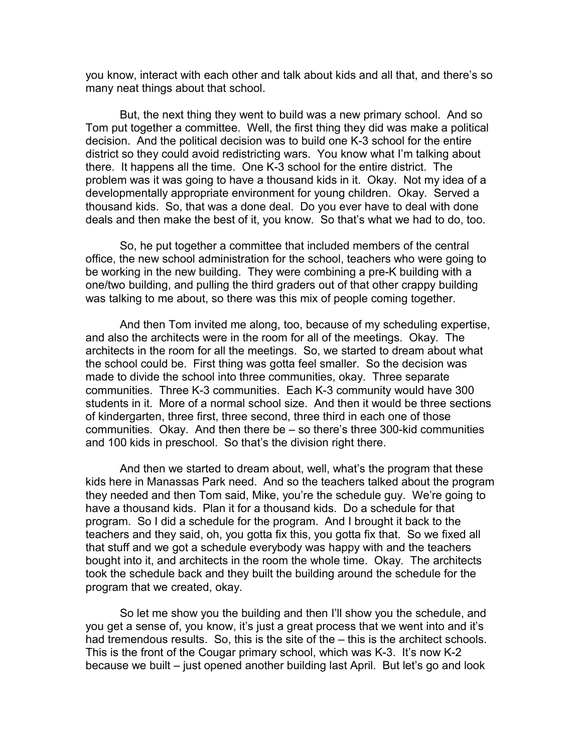you know, interact with each other and talk about kids and all that, and there's so many neat things about that school.

But, the next thing they went to build was a new primary school. And so Tom put together a committee. Well, the first thing they did was make a political decision. And the political decision was to build one K-3 school for the entire district so they could avoid redistricting wars. You know what I'm talking about there. It happens all the time. One K-3 school for the entire district. The problem was it was going to have a thousand kids in it. Okay. Not my idea of a developmentally appropriate environment for young children. Okay. Served a thousand kids. So, that was a done deal. Do you ever have to deal with done deals and then make the best of it, you know. So that's what we had to do, too.

So, he put together a committee that included members of the central office, the new school administration for the school, teachers who were going to be working in the new building. They were combining a pre-K building with a one/two building, and pulling the third graders out of that other crappy building was talking to me about, so there was this mix of people coming together.

And then Tom invited me along, too, because of my scheduling expertise, and also the architects were in the room for all of the meetings. Okay. The architects in the room for all the meetings. So, we started to dream about what the school could be. First thing was gotta feel smaller. So the decision was made to divide the school into three communities, okay. Three separate communities. Three K-3 communities. Each K-3 community would have 300 students in it. More of a normal school size. And then it would be three sections of kindergarten, three first, three second, three third in each one of those communities. Okay. And then there be – so there's three 300-kid communities and 100 kids in preschool. So that's the division right there.

And then we started to dream about, well, what's the program that these kids here in Manassas Park need. And so the teachers talked about the program they needed and then Tom said, Mike, you're the schedule guy. We're going to have a thousand kids. Plan it for a thousand kids. Do a schedule for that program. So I did a schedule for the program. And I brought it back to the teachers and they said, oh, you gotta fix this, you gotta fix that. So we fixed all that stuff and we got a schedule everybody was happy with and the teachers bought into it, and architects in the room the whole time. Okay. The architects took the schedule back and they built the building around the schedule for the program that we created, okay.

So let me show you the building and then I'll show you the schedule, and you get a sense of, you know, it's just a great process that we went into and it's had tremendous results. So, this is the site of the – this is the architect schools. This is the front of the Cougar primary school, which was K-3. It's now K-2 because we built – just opened another building last April. But let's go and look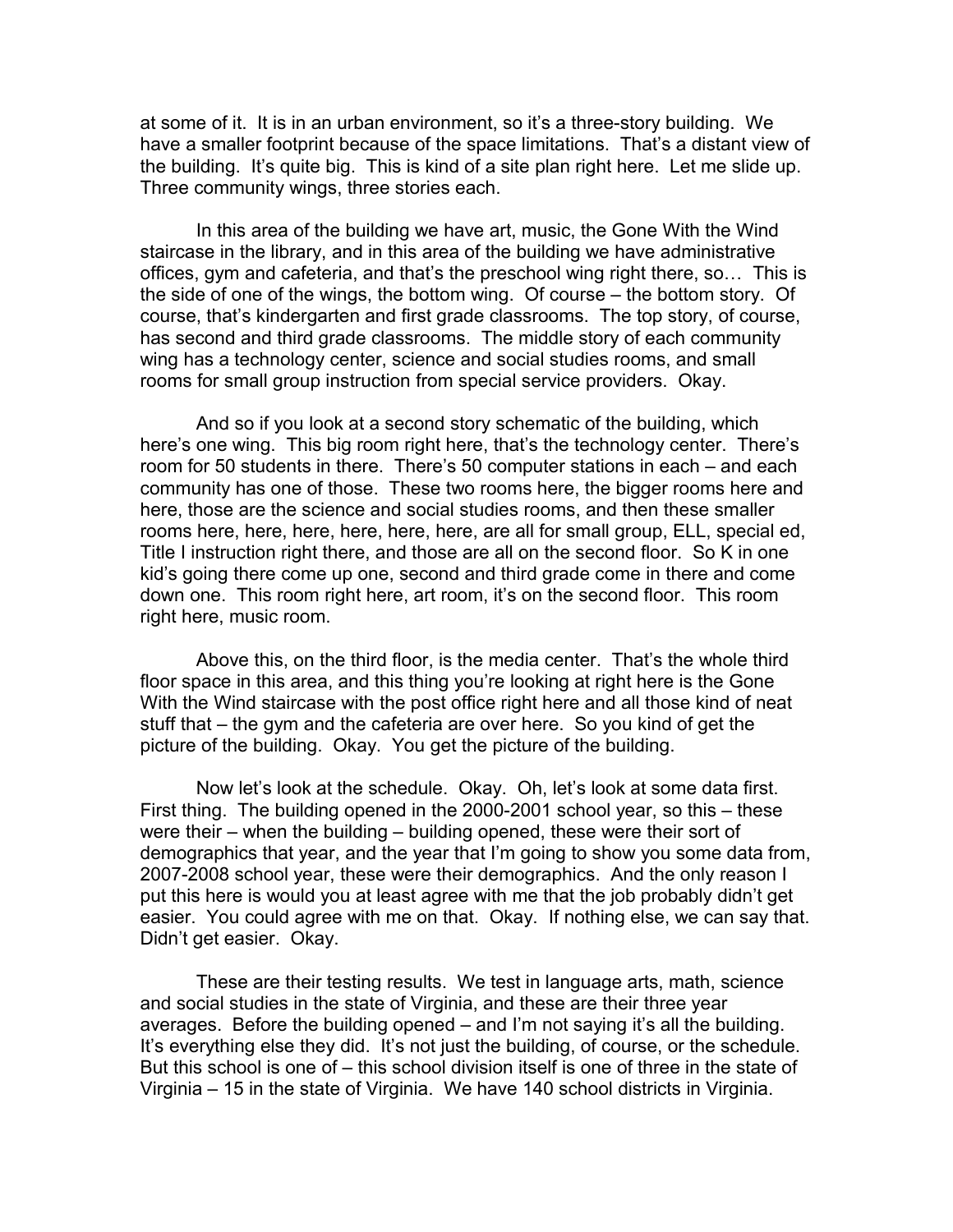at some of it. It is in an urban environment, so it's a three-story building. We have a smaller footprint because of the space limitations. That's a distant view of the building. It's quite big. This is kind of a site plan right here. Let me slide up. Three community wings, three stories each.

In this area of the building we have art, music, the Gone With the Wind staircase in the library, and in this area of the building we have administrative offices, gym and cafeteria, and that's the preschool wing right there, so… This is the side of one of the wings, the bottom wing. Of course – the bottom story. Of course, that's kindergarten and first grade classrooms. The top story, of course, has second and third grade classrooms. The middle story of each community wing has a technology center, science and social studies rooms, and small rooms for small group instruction from special service providers. Okay.

And so if you look at a second story schematic of the building, which here's one wing. This big room right here, that's the technology center. There's room for 50 students in there. There's 50 computer stations in each – and each community has one of those. These two rooms here, the bigger rooms here and here, those are the science and social studies rooms, and then these smaller rooms here, here, here, here, here, here, are all for small group, ELL, special ed, Title I instruction right there, and those are all on the second floor. So K in one kid's going there come up one, second and third grade come in there and come down one. This room right here, art room, it's on the second floor. This room right here, music room.

Above this, on the third floor, is the media center. That's the whole third floor space in this area, and this thing you're looking at right here is the Gone With the Wind staircase with the post office right here and all those kind of neat stuff that – the gym and the cafeteria are over here. So you kind of get the picture of the building. Okay. You get the picture of the building.

Now let's look at the schedule. Okay. Oh, let's look at some data first. First thing. The building opened in the 2000-2001 school year, so this – these were their – when the building – building opened, these were their sort of demographics that year, and the year that I'm going to show you some data from, 2007-2008 school year, these were their demographics. And the only reason I put this here is would you at least agree with me that the job probably didn't get easier. You could agree with me on that. Okay. If nothing else, we can say that. Didn't get easier. Okay.

These are their testing results. We test in language arts, math, science and social studies in the state of Virginia, and these are their three year averages. Before the building opened – and I'm not saying it's all the building. It's everything else they did. It's not just the building, of course, or the schedule. But this school is one of – this school division itself is one of three in the state of Virginia – 15 in the state of Virginia. We have 140 school districts in Virginia.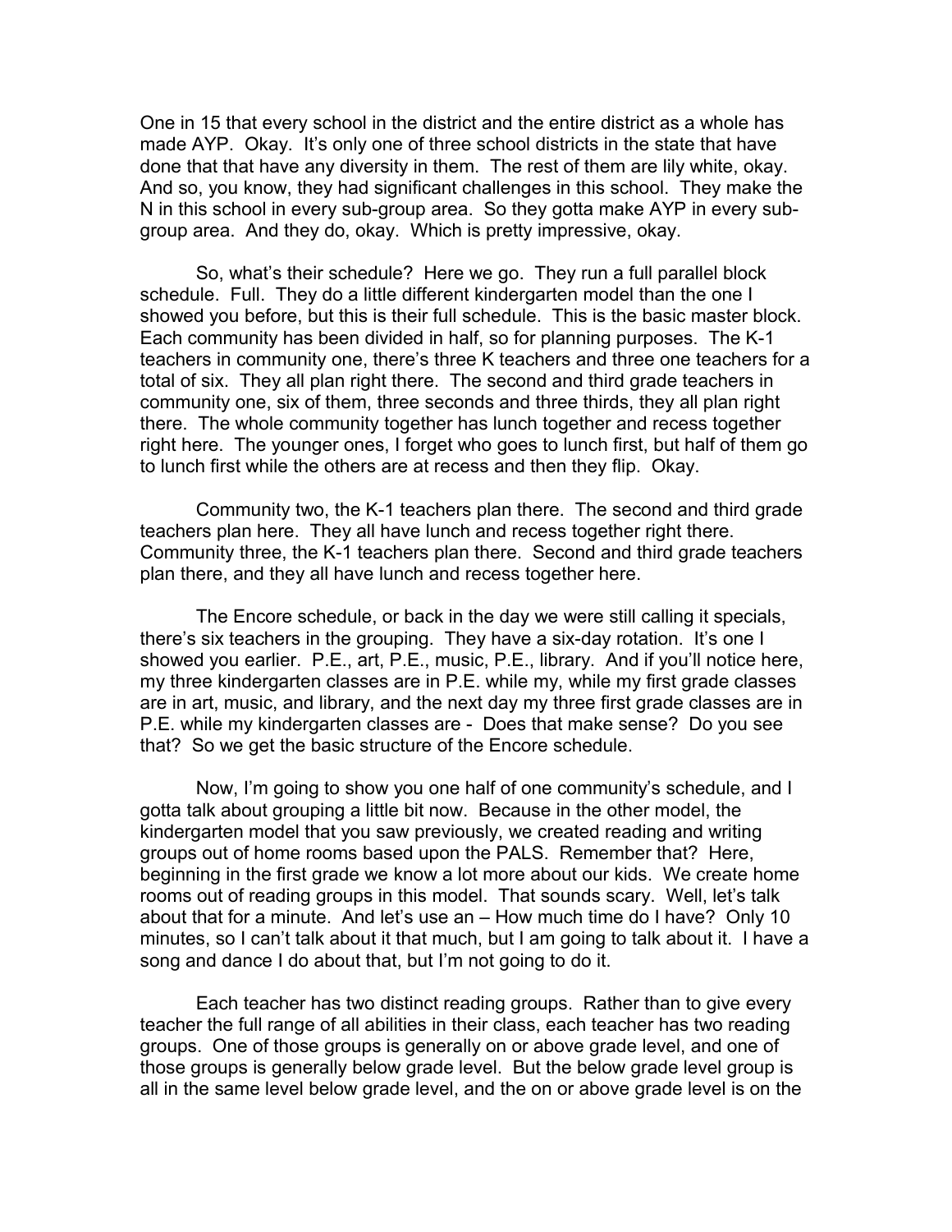One in 15 that every school in the district and the entire district as a whole has made AYP. Okay. It's only one of three school districts in the state that have done that that have any diversity in them. The rest of them are lily white, okay. And so, you know, they had significant challenges in this school. They make the N in this school in every sub-group area. So they gotta make AYP in every sub-group area. And they do, okay. Which is pretty impressive, okay.

So, what's their schedule? Here we go. They run a full parallel block schedule. Full. They do a little different kindergarten model than the one I showed you before, but this is their full schedule. This is the basic master block. Each community has been divided in half, so for planning purposes. The K-1 teachers in community one, there's three K teachers and three one teachers for a total of six. They all plan right there. The second and third grade teachers in community one, six of them, three seconds and three thirds, they all plan right there. The whole community together has lunch together and recess together right here. The younger ones, I forget who goes to lunch first, but half of them go to lunch first while the others are at recess and then they flip. Okay.

Community two, the K-1 teachers plan there. The second and third grade teachers plan here. They all have lunch and recess together right there. Community three, the K-1 teachers plan there. Second and third grade teachers plan there, and they all have lunch and recess together here.

The Encore schedule, or back in the day we were still calling it specials, there's six teachers in the grouping. They have a six-day rotation. It's one I showed you earlier. P.E., art, P.E., music, P.E., library. And if you'll notice here, my three kindergarten classes are in P.E. while my, while my first grade classes are in art, music, and library, and the next day my three first grade classes are in P.E. while my kindergarten classes are - Does that make sense? Do you see that? So we get the basic structure of the Encore schedule.

Now, I'm going to show you one half of one community's schedule, and I gotta talk about grouping a little bit now. Because in the other model, the kindergarten model that you saw previously, we created reading and writing groups out of home rooms based upon the PALS. Remember that? Here, beginning in the first grade we know a lot more about our kids. We create home rooms out of reading groups in this model. That sounds scary. Well, let's talk about that for a minute. And let's use an – How much time do I have? Only 10 minutes, so I can't talk about it that much, but I am going to talk about it. I have a song and dance I do about that, but I'm not going to do it.

Each teacher has two distinct reading groups. Rather than to give every teacher the full range of all abilities in their class, each teacher has two reading groups. One of those groups is generally on or above grade level, and one of those groups is generally below grade level. But the below grade level group is all in the same level below grade level, and the on or above grade level is on the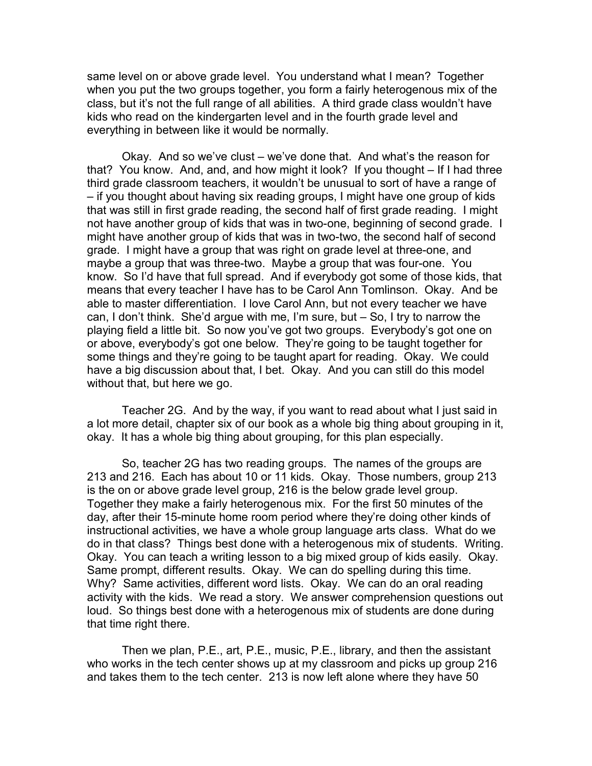same level on or above grade level. You understand what I mean? Together when you put the two groups together, you form a fairly heterogenous mix of the class, but it's not the full range of all abilities. A third grade class wouldn't have kids who read on the kindergarten level and in the fourth grade level and everything in between like it would be normally.

Okay. And so we've clust – we've done that. And what's the reason for that? You know. And, and, and how might it look? If you thought – If I had three third grade classroom teachers, it wouldn't be unusual to sort of have a range of – if you thought about having six reading groups, I might have one group of kids that was still in first grade reading, the second half of first grade reading. I might not have another group of kids that was in two-one, beginning of second grade. I might have another group of kids that was in two-two, the second half of second grade. I might have a group that was right on grade level at three-one, and maybe a group that was three-two. Maybe a group that was four-one. You know. So I'd have that full spread. And if everybody got some of those kids, that means that every teacher I have has to be Carol Ann Tomlinson. Okay. And be able to master differentiation. I love Carol Ann, but not every teacher we have can, I don't think. She'd argue with me, I'm sure, but – So, I try to narrow the playing field a little bit. So now you've got two groups. Everybody's got one on or above, everybody's got one below. They're going to be taught together for some things and they're going to be taught apart for reading. Okay. We could have a big discussion about that, I bet. Okay. And you can still do this model without that, but here we go.

Teacher 2G. And by the way, if you want to read about what I just said in a lot more detail, chapter six of our book as a whole big thing about grouping in it, okay. It has a whole big thing about grouping, for this plan especially.

So, teacher 2G has two reading groups. The names of the groups are 213 and 216. Each has about 10 or 11 kids. Okay. Those numbers, group 213 is the on or above grade level group, 216 is the below grade level group. Together they make a fairly heterogenous mix. For the first 50 minutes of the day, after their 15-minute home room period where they're doing other kinds of instructional activities, we have a whole group language arts class. What do we do in that class? Things best done with a heterogenous mix of students. Writing. Okay. You can teach a writing lesson to a big mixed group of kids easily. Okay. Same prompt, different results. Okay. We can do spelling during this time. Why? Same activities, different word lists. Okay. We can do an oral reading activity with the kids. We read a story. We answer comprehension questions out loud. So things best done with a heterogenous mix of students are done during that time right there.

Then we plan, P.E., art, P.E., music, P.E., library, and then the assistant who works in the tech center shows up at my classroom and picks up group 216 and takes them to the tech center. 213 is now left alone where they have 50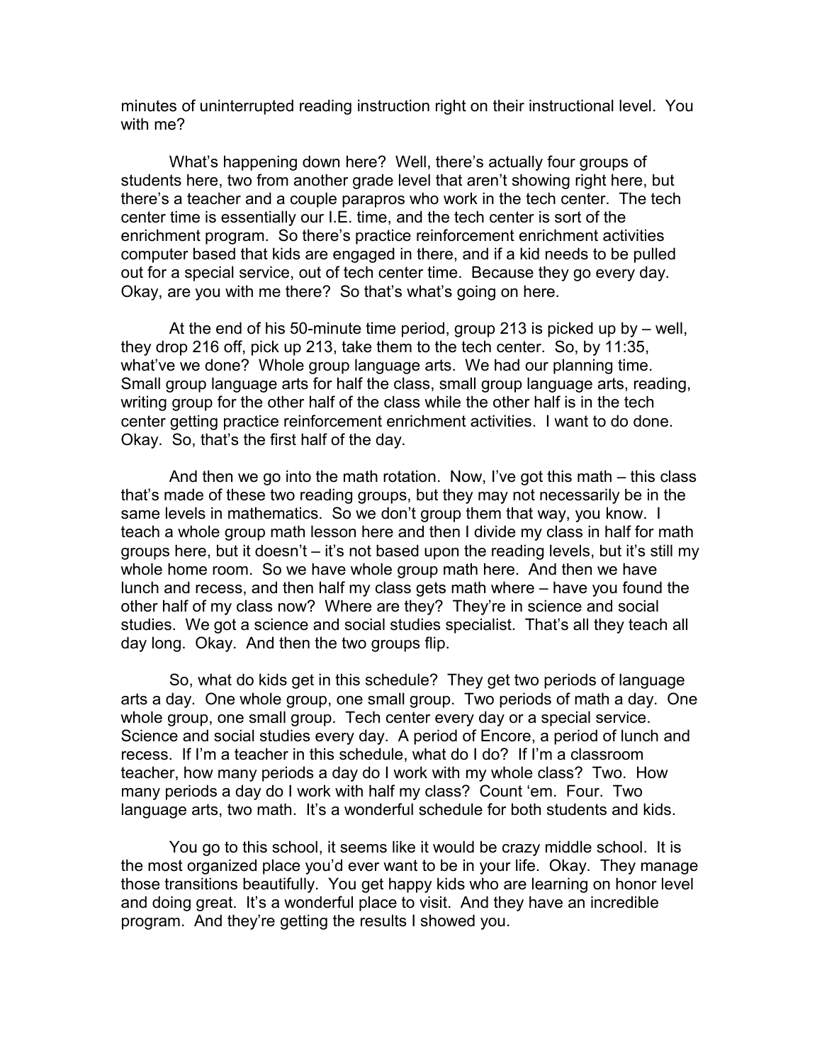minutes of uninterrupted reading instruction right on their instructional level. You with me?

What's happening down here? Well, there's actually four groups of students here, two from another grade level that aren't showing right here, but there's a teacher and a couple parapros who work in the tech center. The tech center time is essentially our I.E. time, and the tech center is sort of the enrichment program. So there's practice reinforcement enrichment activities computer based that kids are engaged in there, and if a kid needs to be pulled out for a special service, out of tech center time. Because they go every day. Okay, are you with me there? So that's what's going on here.

At the end of his 50-minute time period, group 213 is picked up by – well, they drop 216 off, pick up 213, take them to the tech center. So, by 11:35, what've we done? Whole group language arts. We had our planning time. Small group language arts for half the class, small group language arts, reading, writing group for the other half of the class while the other half is in the tech center getting practice reinforcement enrichment activities. I want to do done. Okay. So, that's the first half of the day.

And then we go into the math rotation. Now, I've got this math – this class that's made of these two reading groups, but they may not necessarily be in the same levels in mathematics. So we don't group them that way, you know. I teach a whole group math lesson here and then I divide my class in half for math groups here, but it doesn't – it's not based upon the reading levels, but it's still my whole home room. So we have whole group math here. And then we have lunch and recess, and then half my class gets math where – have you found the other half of my class now? Where are they? They're in science and social studies. We got a science and social studies specialist. That's all they teach all day long. Okay. And then the two groups flip.

So, what do kids get in this schedule? They get two periods of language arts a day. One whole group, one small group. Two periods of math a day. One whole group, one small group. Tech center every day or a special service. Science and social studies every day. A period of Encore, a period of lunch and recess. If I'm a teacher in this schedule, what do I do? If I'm a classroom teacher, how many periods a day do I work with my whole class? Two. How many periods a day do I work with half my class? Count 'em. Four. Two language arts, two math. It's a wonderful schedule for both students and kids.

You go to this school, it seems like it would be crazy middle school. It is the most organized place you'd ever want to be in your life. Okay. They manage those transitions beautifully. You get happy kids who are learning on honor level and doing great. It's a wonderful place to visit. And they have an incredible program. And they're getting the results I showed you.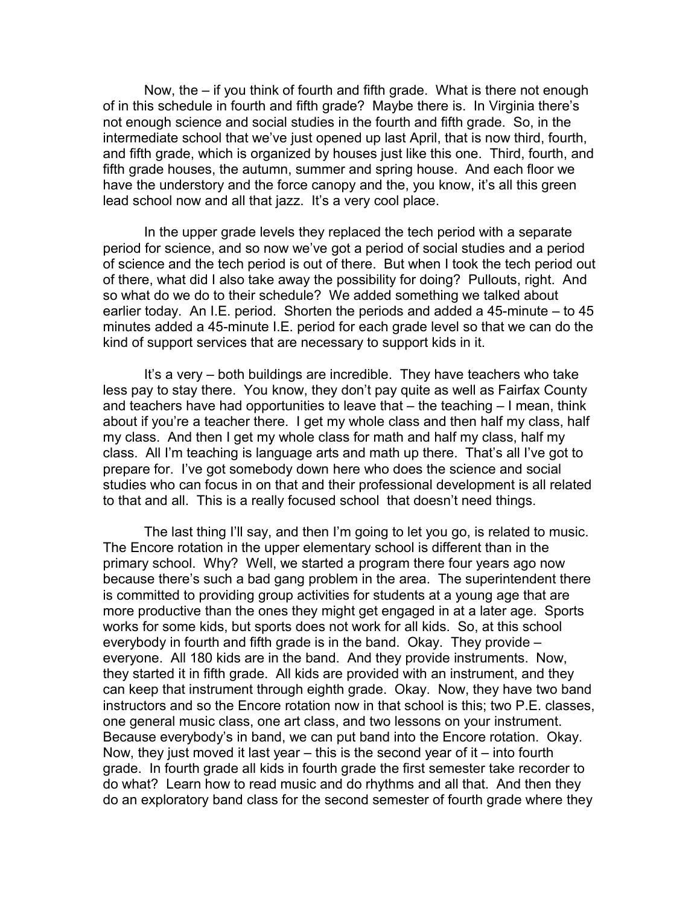Now, the – if you think of fourth and fifth grade. What is there not enough of in this schedule in fourth and fifth grade? Maybe there is. In Virginia there's not enough science and social studies in the fourth and fifth grade. So, in the intermediate school that we've just opened up last April, that is now third, fourth, and fifth grade, which is organized by houses just like this one. Third, fourth, and fifth grade houses, the autumn, summer and spring house. And each floor we have the understory and the force canopy and the, you know, it's all this green lead school now and all that jazz. It's a very cool place.

In the upper grade levels they replaced the tech period with a separate period for science, and so now we've got a period of social studies and a period of science and the tech period is out of there. But when I took the tech period out of there, what did I also take away the possibility for doing? Pullouts, right. And so what do we do to their schedule? We added something we talked about earlier today. An I.E. period. Shorten the periods and added a 45-minute – to 45 minutes added a 45-minute I.E. period for each grade level so that we can do the kind of support services that are necessary to support kids in it.

It's a very – both buildings are incredible. They have teachers who take less pay to stay there. You know, they don't pay quite as well as Fairfax County and teachers have had opportunities to leave that – the teaching – I mean, think about if you're a teacher there. I get my whole class and then half my class, half my class. And then I get my whole class for math and half my class, half my class. All I'm teaching is language arts and math up there. That's all I've got to prepare for. I've got somebody down here who does the science and social studies who can focus in on that and their professional development is all related to that and all. This is a really focused school that doesn't need things.

The last thing I'll say, and then I'm going to let you go, is related to music. The Encore rotation in the upper elementary school is different than in the primary school. Why? Well, we started a program there four years ago now because there's such a bad gang problem in the area. The superintendent there is committed to providing group activities for students at a young age that are more productive than the ones they might get engaged in at a later age. Sports works for some kids, but sports does not work for all kids. So, at this school everybody in fourth and fifth grade is in the band. Okay. They provide – everyone. All 180 kids are in the band. And they provide instruments. Now, they started it in fifth grade. All kids are provided with an instrument, and they can keep that instrument through eighth grade. Okay. Now, they have two band instructors and so the Encore rotation now in that school is this; two P.E. classes, one general music class, one art class, and two lessons on your instrument. Because everybody's in band, we can put band into the Encore rotation. Okay. Now, they just moved it last year – this is the second year of it – into fourth grade. In fourth grade all kids in fourth grade the first semester take recorder to do what? Learn how to read music and do rhythms and all that. And then they do an exploratory band class for the second semester of fourth grade where they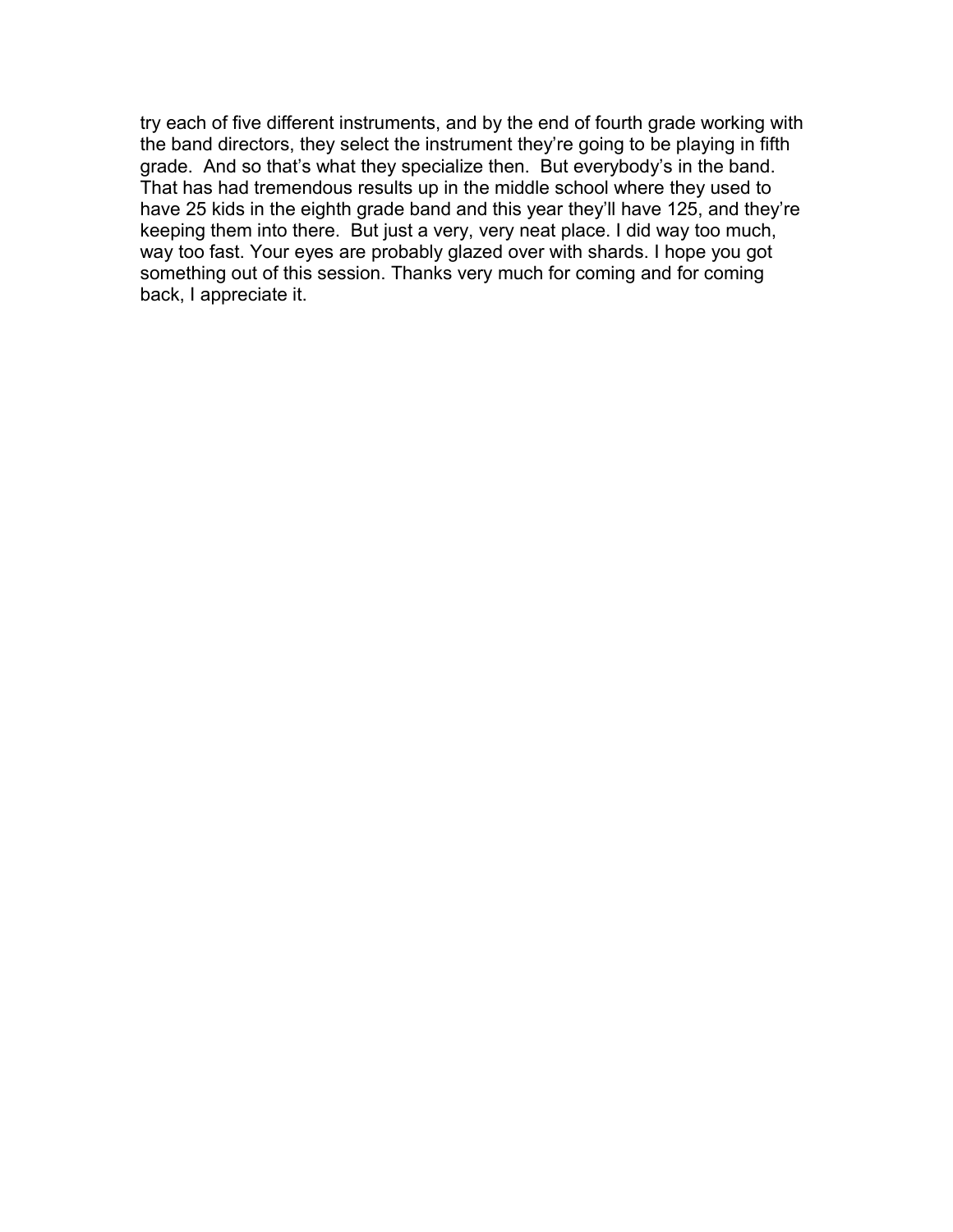try each of five different instruments, and by the end of fourth grade working with the band directors, they select the instrument they're going to be playing in fifth grade. And so that's what they specialize then. But everybody's in the band. That has had tremendous results up in the middle school where they used to have 25 kids in the eighth grade band and this year they'll have 125, and they're keeping them into there. But just a very, very neat place. I did way too much, way too fast. Your eyes are probably glazed over with shards. I hope you got something out of this session. Thanks very much for coming and for coming back, I appreciate it.